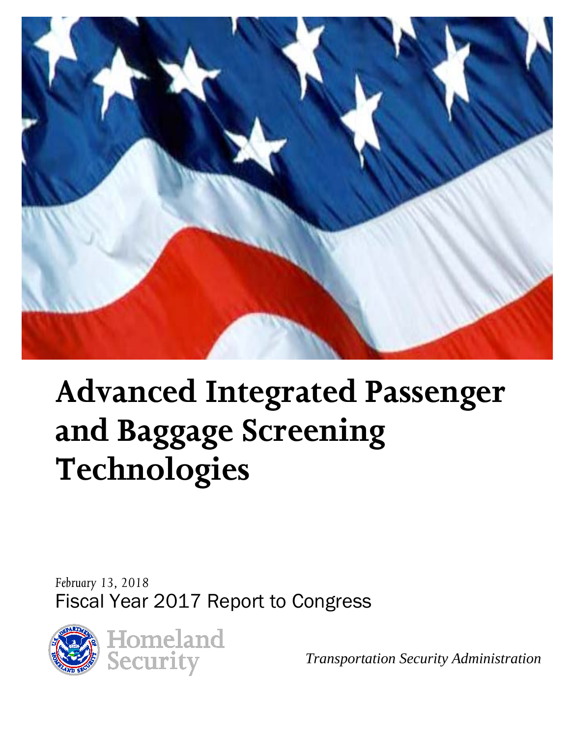# Advanced Integrated Passenger and Baggage Screening Technologies

*February 13, 2018*

Fiscal Year 2017 Report to Congress

Homeland Security

*Transportation Security Administration*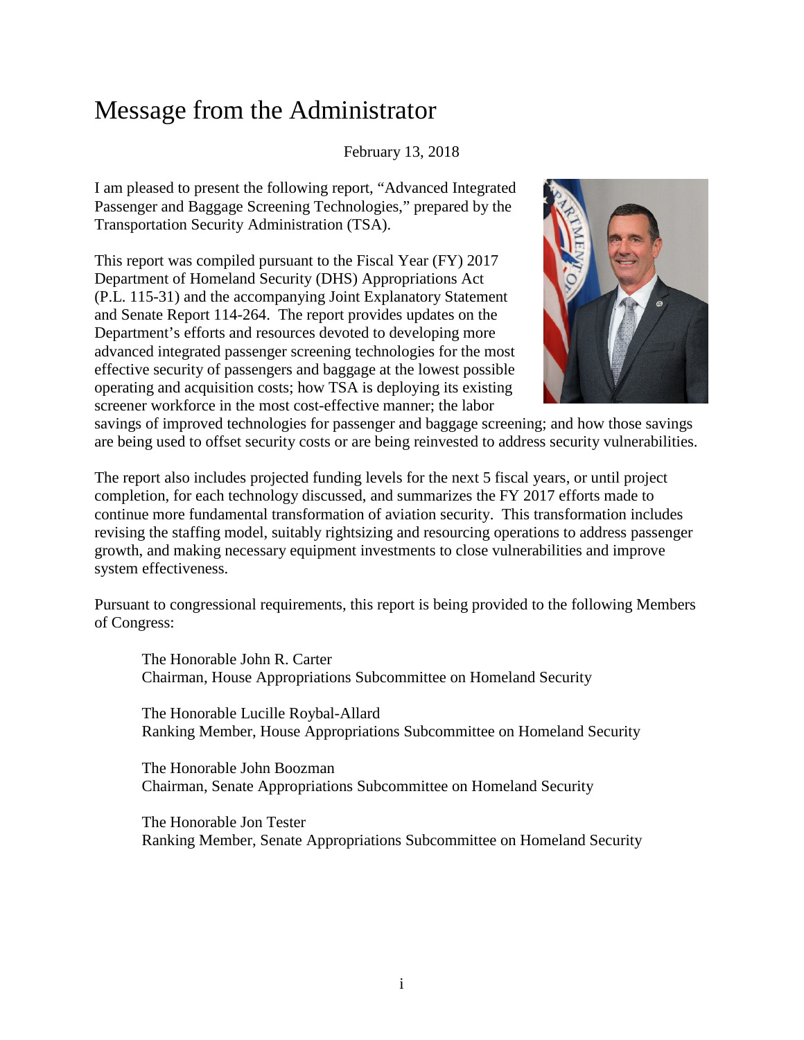# Message from the Administrator

February 13, 2018

I am pleased to present the following report, "Advanced Integrated Passenger and Baggage Screening Technologies," prepared by the Transportation Security Administration (TSA).

This report was compiled pursuant to the Fiscal Year (FY) 2017 Department of Homeland Security (DHS) Appropriations Act (P.L. 115-31) and the accompanying Joint Explanatory Statement and Senate Report 114-264. The report provides updates on the Department's efforts and resources devoted to developing more advanced integrated passenger screening technologies for the most effective security of passengers and baggage at the lowest possible operating and acquisition costs; how TSA is deploying its existing screener workforce in the most cost-effective manner; the labor savings of improved technologies for passenger and baggage screening; and how those savings are being used to offset security costs or are being reinvested to address security vulnerabilities.

The report also includes projected funding levels for the next 5 fiscal years, or until project completion, for each technology discussed, and summarizes the FY 2017 efforts made to continue more fundamental transformation of aviation security. This transformation includes revising the staffing model, suitably rightsizing and resourcing operations to address passenger growth, and making necessary equipment investments to close vulnerabilities and improve system effectiveness.

Pursuant to congressional requirements, this report is being provided to the following Members of Congress:

The Honorable John R. Carter
Chairman, House Appropriations Subcommittee on Homeland Security

The Honorable Lucille Roybal-Allard
Ranking Member, House Appropriations Subcommittee on Homeland Security

The Honorable John Boozman
Chairman, Senate Appropriations Subcommittee on Homeland Security

The Honorable Jon Tester
Ranking Member, Senate Appropriations Subcommittee on Homeland Security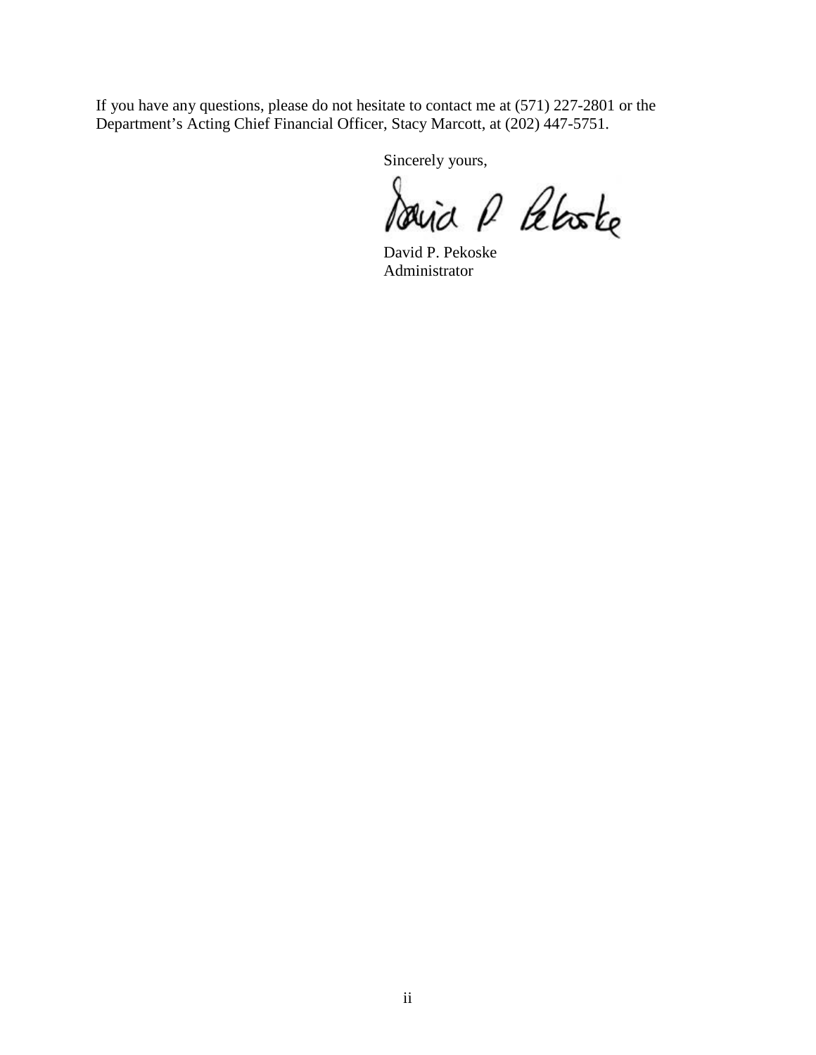If you have any questions, please do not hesitate to contact me at (571) 227-2801 or the Department's Acting Chief Financial Officer, Stacy Marcott, at (202) 447-5751.

Sincerely yours,

David P. Pekoske
Administrator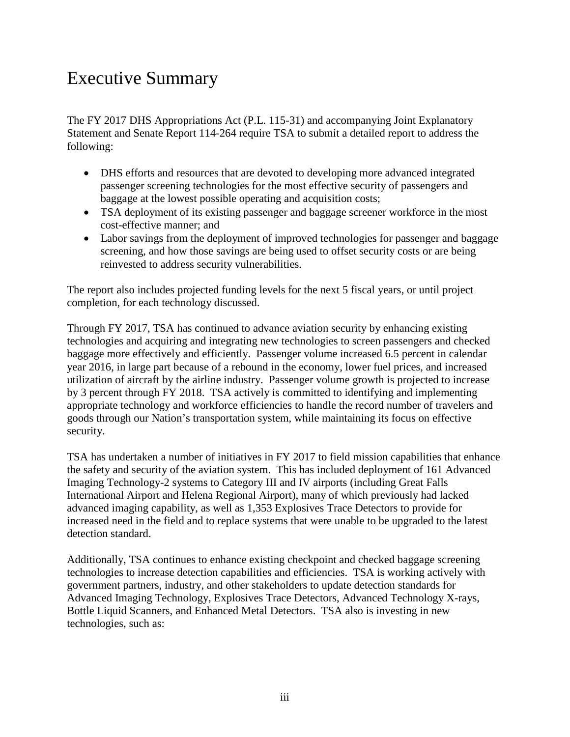# Executive Summary

The FY 2017 DHS Appropriations Act (P.L. 115-31) and accompanying Joint Explanatory Statement and Senate Report 114-264 require TSA to submit a detailed report to address the following:

- DHS efforts and resources that are devoted to developing more advanced integrated passenger screening technologies for the most effective security of passengers and baggage at the lowest possible operating and acquisition costs;
- TSA deployment of its existing passenger and baggage screener workforce in the most cost-effective manner; and
- Labor savings from the deployment of improved technologies for passenger and baggage screening, and how those savings are being used to offset security costs or are being reinvested to address security vulnerabilities.

The report also includes projected funding levels for the next 5 fiscal years, or until project completion, for each technology discussed.

Through FY 2017, TSA has continued to advance aviation security by enhancing existing technologies and acquiring and integrating new technologies to screen passengers and checked baggage more effectively and efficiently. Passenger volume increased 6.5 percent in calendar year 2016, in large part because of a rebound in the economy, lower fuel prices, and increased utilization of aircraft by the airline industry. Passenger volume growth is projected to increase by 3 percent through FY 2018. TSA actively is committed to identifying and implementing appropriate technology and workforce efficiencies to handle the record number of travelers and goods through our Nation's transportation system, while maintaining its focus on effective security.

TSA has undertaken a number of initiatives in FY 2017 to field mission capabilities that enhance the safety and security of the aviation system. This has included deployment of 161 Advanced Imaging Technology-2 systems to Category III and IV airports (including Great Falls International Airport and Helena Regional Airport), many of which previously had lacked advanced imaging capability, as well as 1,353 Explosives Trace Detectors to provide for increased need in the field and to replace systems that were unable to be upgraded to the latest detection standard.

Additionally, TSA continues to enhance existing checkpoint and checked baggage screening technologies to increase detection capabilities and efficiencies. TSA is working actively with government partners, industry, and other stakeholders to update detection standards for Advanced Imaging Technology, Explosives Trace Detectors, Advanced Technology X-rays, Bottle Liquid Scanners, and Enhanced Metal Detectors. TSA also is investing in new technologies, such as: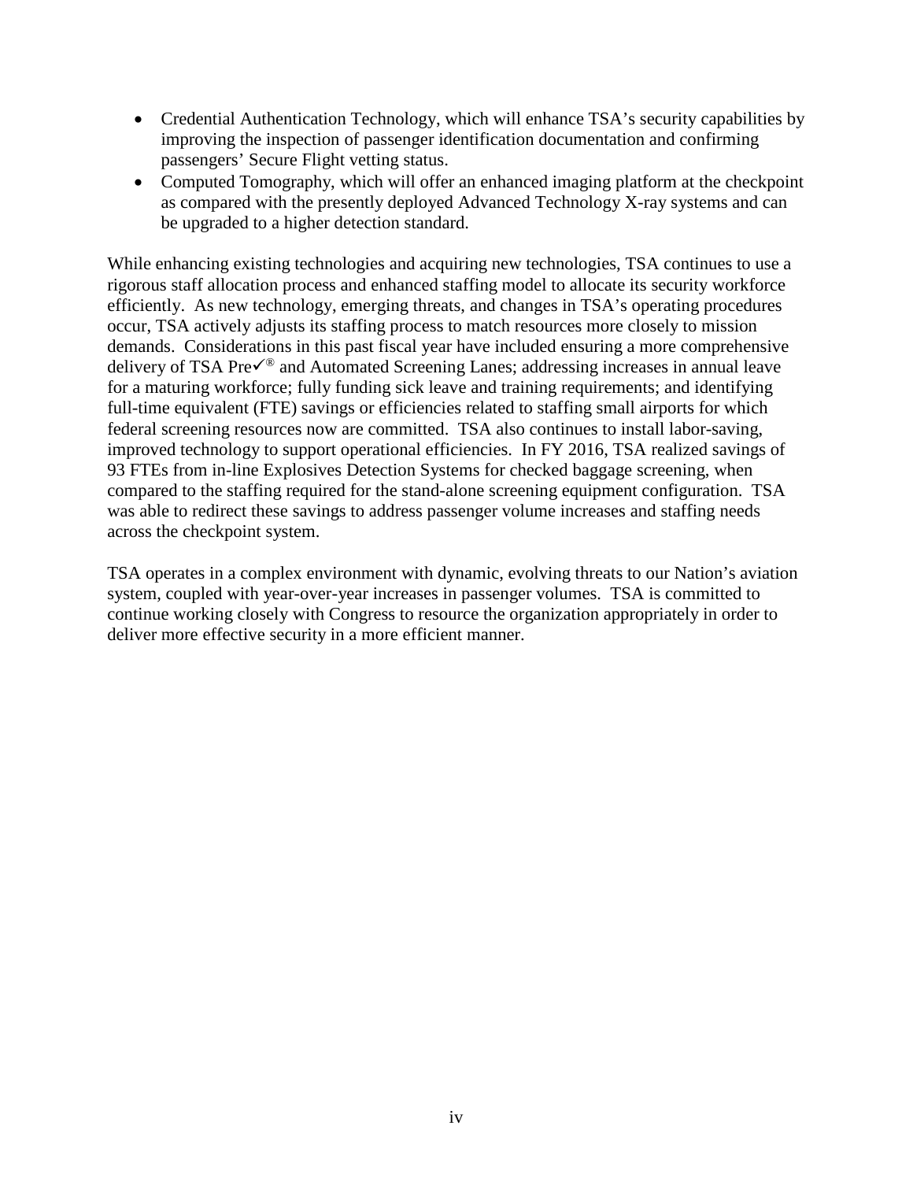- Credential Authentication Technology, which will enhance TSA's security capabilities by improving the inspection of passenger identification documentation and confirming passengers' Secure Flight vetting status.
- Computed Tomography, which will offer an enhanced imaging platform at the checkpoint as compared with the presently deployed Advanced Technology X-ray systems and can be upgraded to a higher detection standard.

While enhancing existing technologies and acquiring new technologies, TSA continues to use a rigorous staff allocation process and enhanced staffing model to allocate its security workforce efficiently. As new technology, emerging threats, and changes in TSA's operating procedures occur, TSA actively adjusts its staffing process to match resources more closely to mission demands. Considerations in this past fiscal year have included ensuring a more comprehensive delivery of TSA Pre✓® and Automated Screening Lanes; addressing increases in annual leave for a maturing workforce; fully funding sick leave and training requirements; and identifying full-time equivalent (FTE) savings or efficiencies related to staffing small airports for which federal screening resources now are committed. TSA also continues to install labor-saving, improved technology to support operational efficiencies. In FY 2016, TSA realized savings of 93 FTEs from in-line Explosives Detection Systems for checked baggage screening, when compared to the staffing required for the stand-alone screening equipment configuration. TSA was able to redirect these savings to address passenger volume increases and staffing needs across the checkpoint system.

TSA operates in a complex environment with dynamic, evolving threats to our Nation's aviation system, coupled with year-over-year increases in passenger volumes. TSA is committed to continue working closely with Congress to resource the organization appropriately in order to deliver more effective security in a more efficient manner.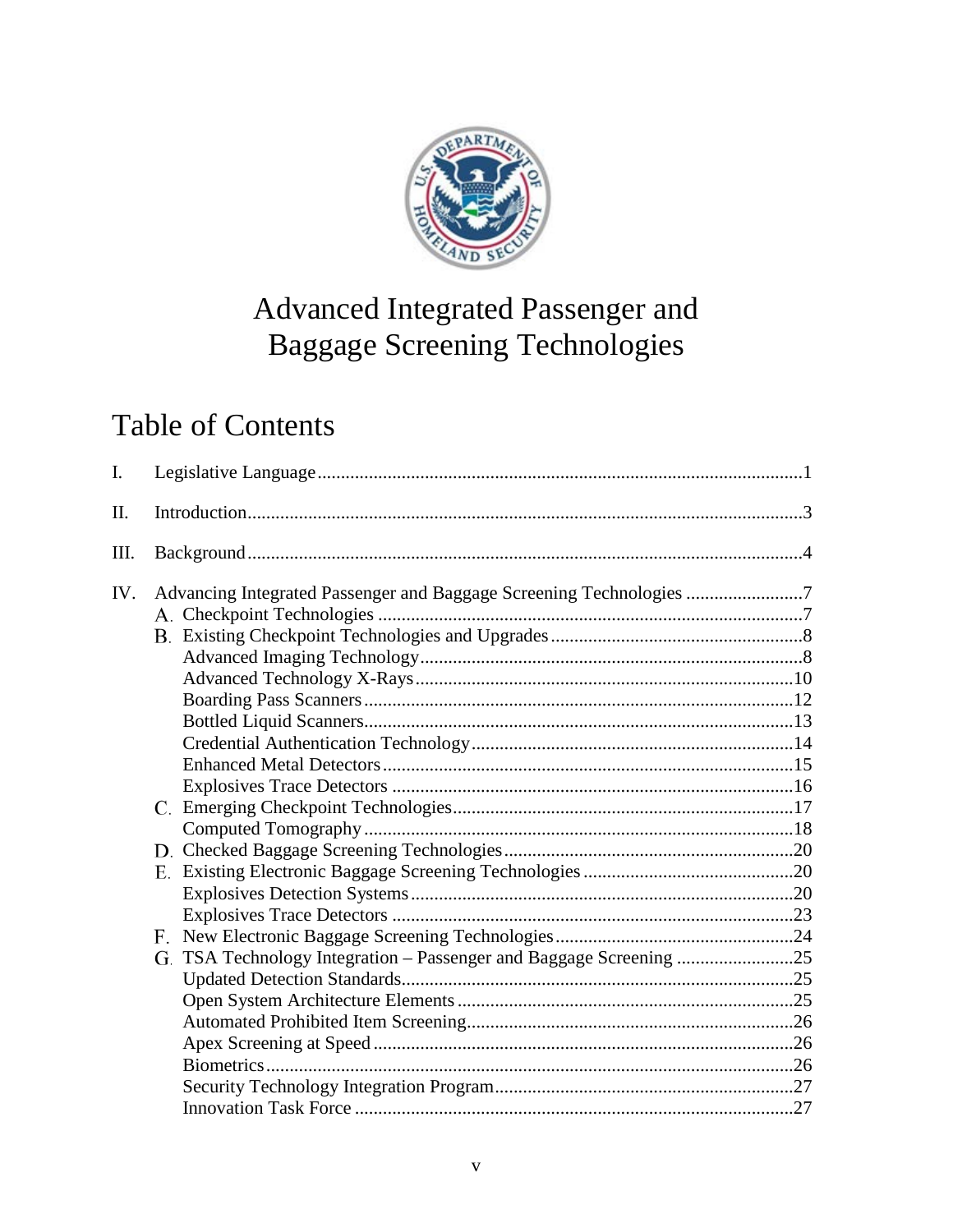# Advanced Integrated Passenger and Baggage Screening Technologies

## Table of Contents

I. Legislative Language ........................................................................................................1

II. Introduction........................................................................................................................3

III. Background.........................................................................................................................4

IV. Advancing Integrated Passenger and Baggage Screening Technologies ..........................7

- A. Checkpoint Technologies ..........................................................................................7
- B. Existing Checkpoint Technologies and Upgrades......................................................8
  - Advanced Imaging Technology..................................................................................8
  - Advanced Technology X-Rays..................................................................................10
  - Boarding Pass Scanners............................................................................................12
  - Bottled Liquid Scanners............................................................................................13
  - Credential Authentication Technology.....................................................................14
  - Enhanced Metal Detectors........................................................................................15
  - Explosives Trace Detectors ......................................................................................16
- C. Emerging Checkpoint Technologies.........................................................................17
  - Computed Tomography............................................................................................18
- D. Checked Baggage Screening Technologies..............................................................20
- E. Existing Electronic Baggage Screening Technologies .............................................20
  - Explosives Detection Systems..................................................................................20
  - Explosives Trace Detectors ......................................................................................23
- F. New Electronic Baggage Screening Technologies...................................................24
- G. TSA Technology Integration – Passenger and Baggage Screening .........................25
  - Updated Detection Standards....................................................................................25
  - Open System Architecture Elements........................................................................25
  - Automated Prohibited Item Screening......................................................................26
  - Apex Screening at Speed..........................................................................................26
  - Biometrics.................................................................................................................26
  - Security Technology Integration Program...............................................................27
  - Innovation Task Force ..............................................................................................27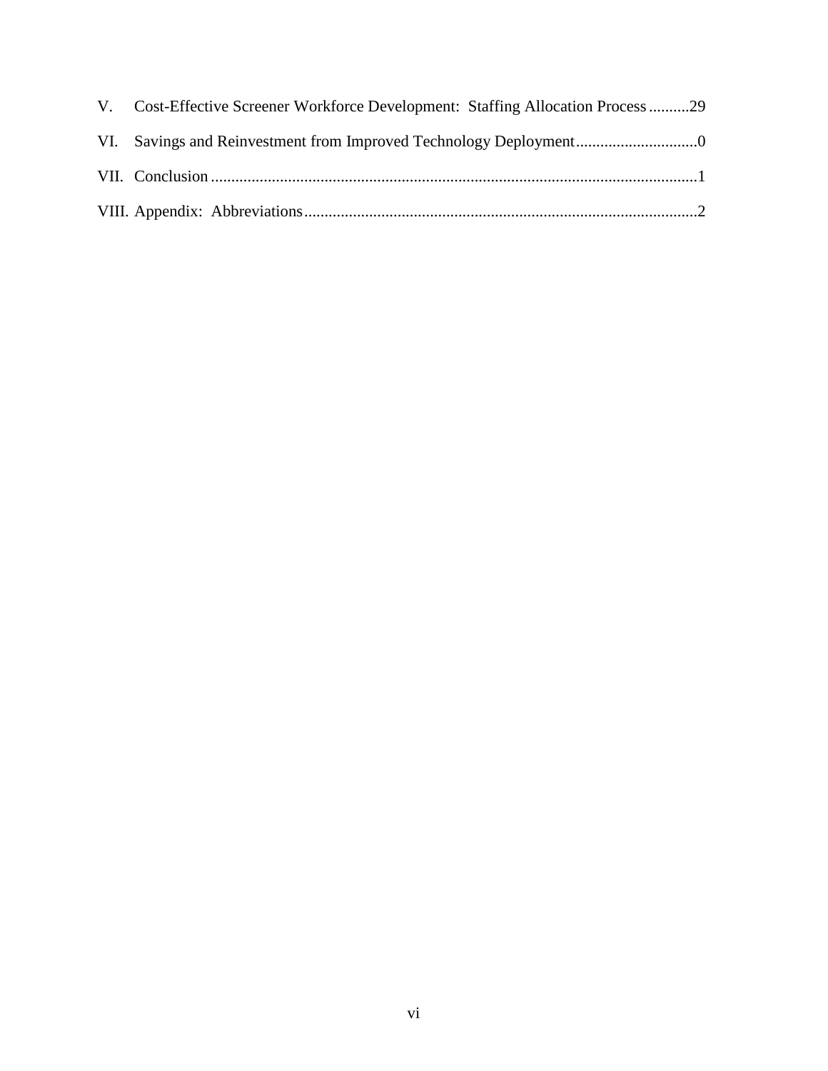V. Cost-Effective Screener Workforce Development: Staffing Allocation Process..........29

VI. Savings and Reinvestment from Improved Technology Deployment..............................0

VII. Conclusion.......................................................................................................................1

VIII. Appendix: Abbreviations...............................................................................................2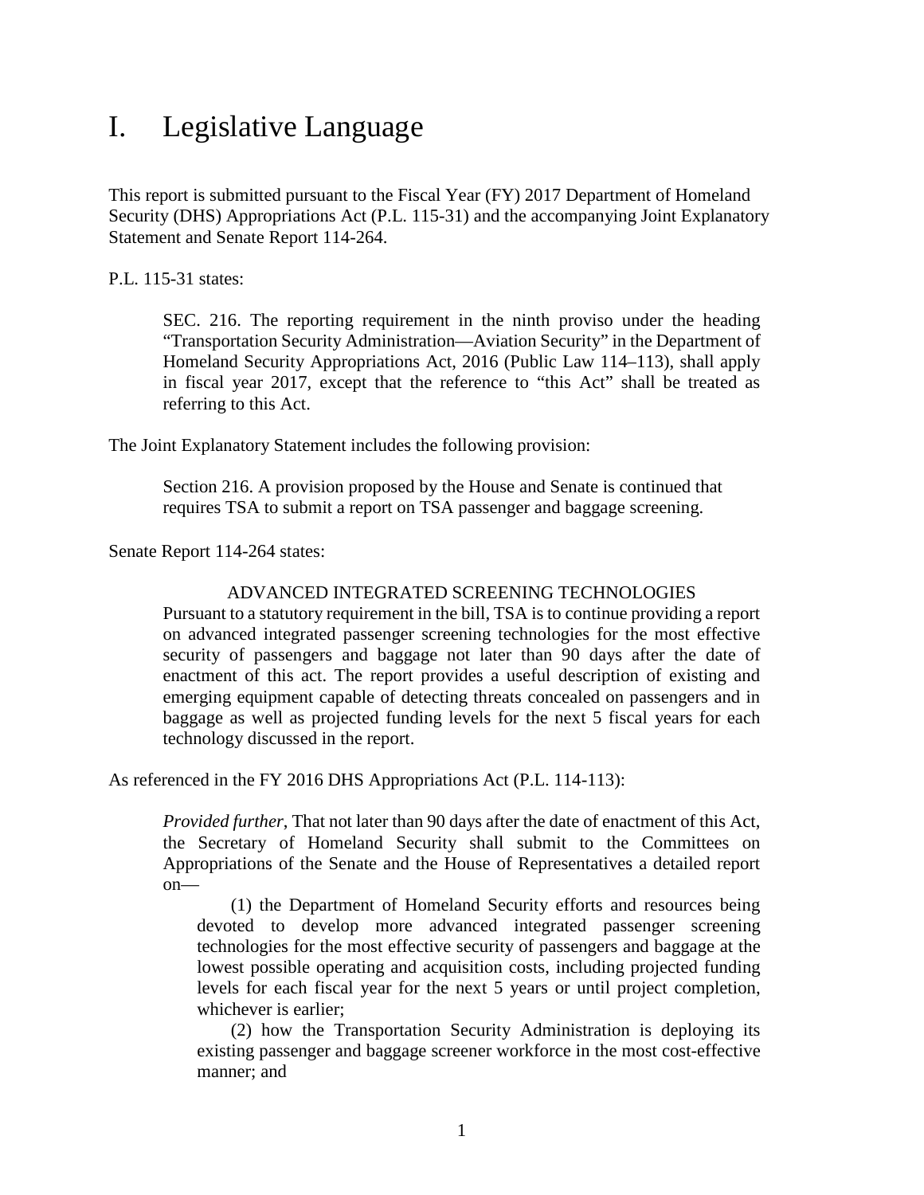# I. Legislative Language

This report is submitted pursuant to the Fiscal Year (FY) 2017 Department of Homeland Security (DHS) Appropriations Act (P.L. 115-31) and the accompanying Joint Explanatory Statement and Senate Report 114-264.

P.L. 115-31 states:

> SEC. 216. The reporting requirement in the ninth proviso under the heading "Transportation Security Administration—Aviation Security" in the Department of Homeland Security Appropriations Act, 2016 (Public Law 114–113), shall apply in fiscal year 2017, except that the reference to "this Act" shall be treated as referring to this Act.

The Joint Explanatory Statement includes the following provision:

> Section 216. A provision proposed by the House and Senate is continued that requires TSA to submit a report on TSA passenger and baggage screening.

Senate Report 114-264 states:

> ADVANCED INTEGRATED SCREENING TECHNOLOGIES
>
> Pursuant to a statutory requirement in the bill, TSA is to continue providing a report on advanced integrated passenger screening technologies for the most effective security of passengers and baggage not later than 90 days after the date of enactment of this act. The report provides a useful description of existing and emerging equipment capable of detecting threats concealed on passengers and in baggage as well as projected funding levels for the next 5 fiscal years for each technology discussed in the report.

As referenced in the FY 2016 DHS Appropriations Act (P.L. 114-113):

> *Provided further*, That not later than 90 days after the date of enactment of this Act, the Secretary of Homeland Security shall submit to the Committees on Appropriations of the Senate and the House of Representatives a detailed report on—
>
> (1) the Department of Homeland Security efforts and resources being devoted to develop more advanced integrated passenger screening technologies for the most effective security of passengers and baggage at the lowest possible operating and acquisition costs, including projected funding levels for each fiscal year for the next 5 years or until project completion, whichever is earlier;
>
> (2) how the Transportation Security Administration is deploying its existing passenger and baggage screener workforce in the most cost-effective manner; and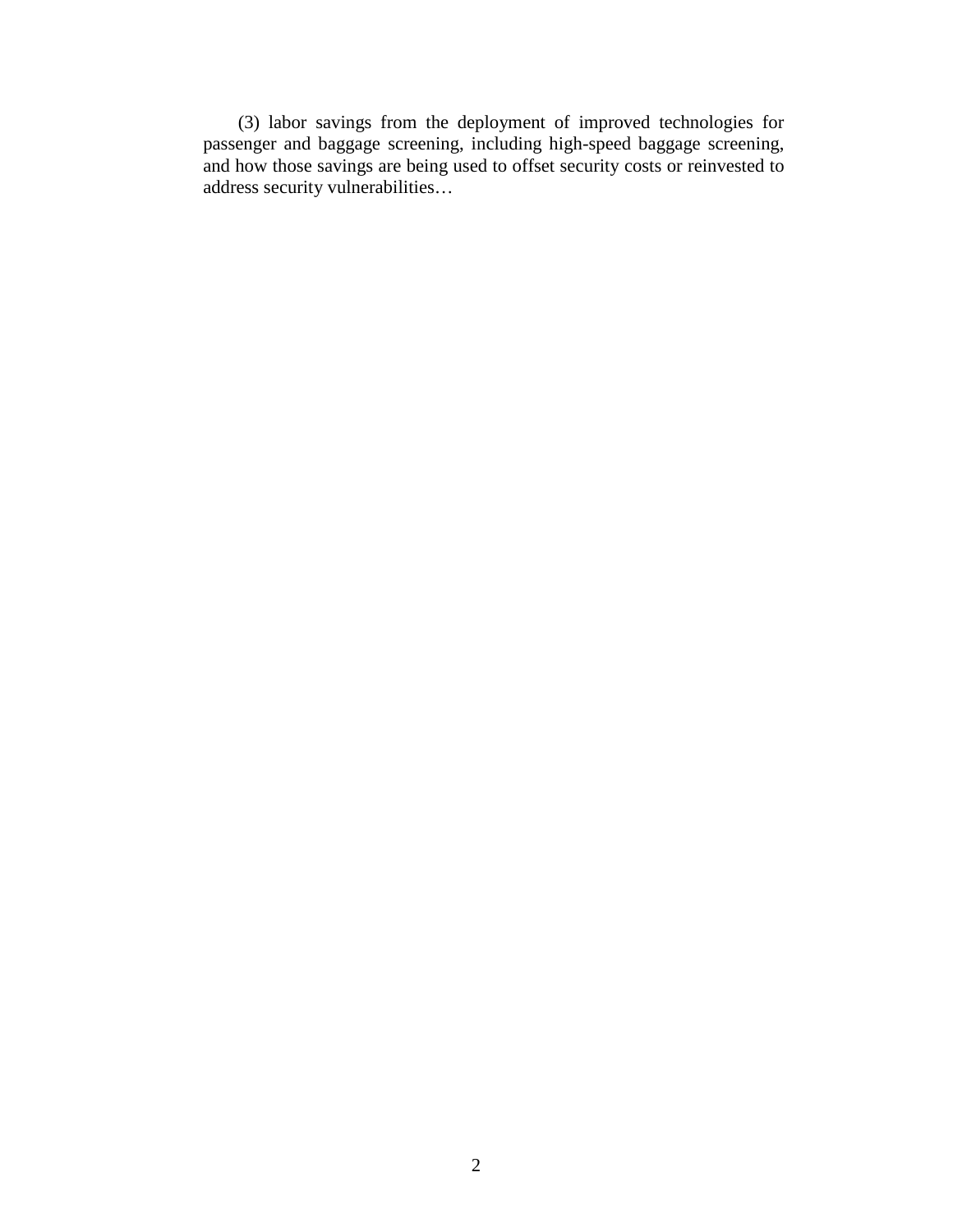(3) labor savings from the deployment of improved technologies for passenger and baggage screening, including high-speed baggage screening, and how those savings are being used to offset security costs or reinvested to address security vulnerabilities…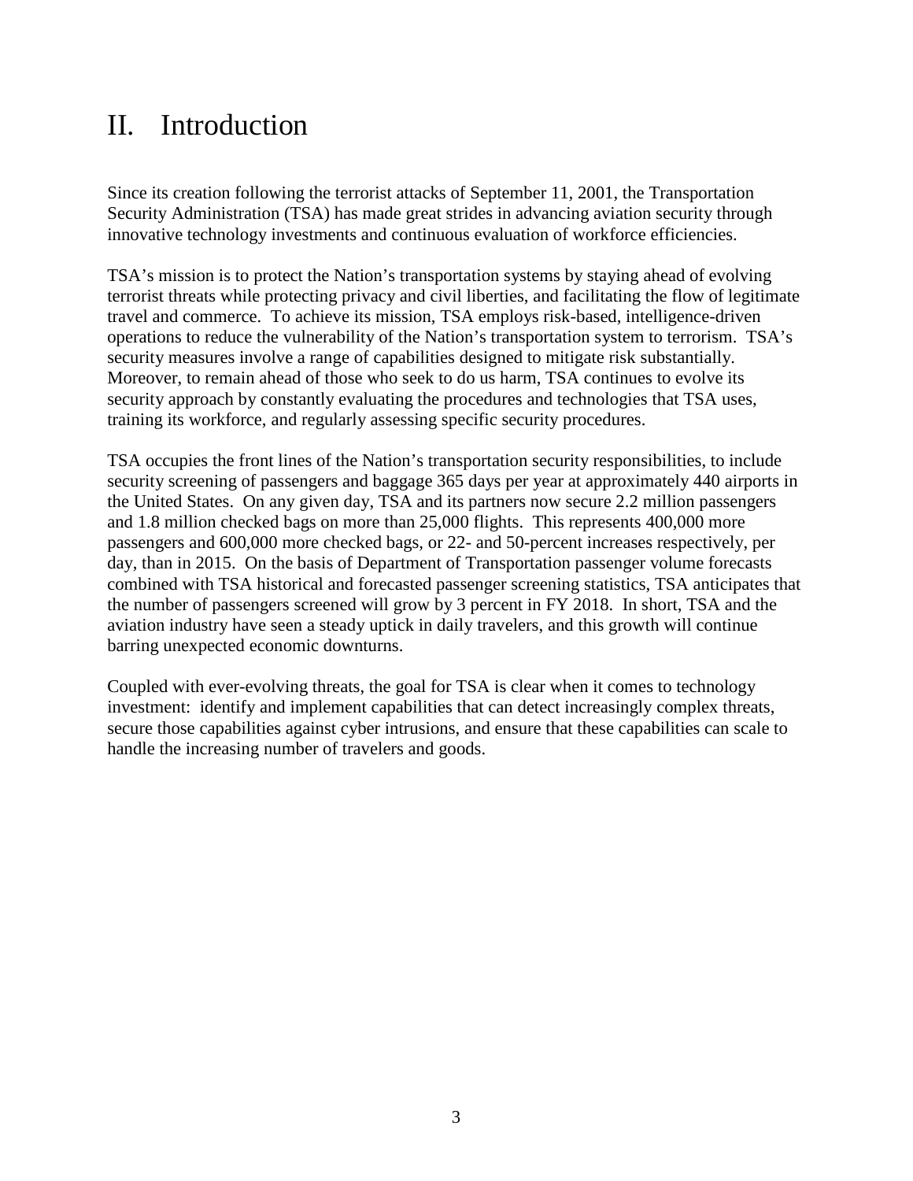# II. Introduction

Since its creation following the terrorist attacks of September 11, 2001, the Transportation Security Administration (TSA) has made great strides in advancing aviation security through innovative technology investments and continuous evaluation of workforce efficiencies.

TSA's mission is to protect the Nation's transportation systems by staying ahead of evolving terrorist threats while protecting privacy and civil liberties, and facilitating the flow of legitimate travel and commerce. To achieve its mission, TSA employs risk-based, intelligence-driven operations to reduce the vulnerability of the Nation's transportation system to terrorism. TSA's security measures involve a range of capabilities designed to mitigate risk substantially. Moreover, to remain ahead of those who seek to do us harm, TSA continues to evolve its security approach by constantly evaluating the procedures and technologies that TSA uses, training its workforce, and regularly assessing specific security procedures.

TSA occupies the front lines of the Nation's transportation security responsibilities, to include security screening of passengers and baggage 365 days per year at approximately 440 airports in the United States. On any given day, TSA and its partners now secure 2.2 million passengers and 1.8 million checked bags on more than 25,000 flights. This represents 400,000 more passengers and 600,000 more checked bags, or 22- and 50-percent increases respectively, per day, than in 2015. On the basis of Department of Transportation passenger volume forecasts combined with TSA historical and forecasted passenger screening statistics, TSA anticipates that the number of passengers screened will grow by 3 percent in FY 2018. In short, TSA and the aviation industry have seen a steady uptick in daily travelers, and this growth will continue barring unexpected economic downturns.

Coupled with ever-evolving threats, the goal for TSA is clear when it comes to technology investment: identify and implement capabilities that can detect increasingly complex threats, secure those capabilities against cyber intrusions, and ensure that these capabilities can scale to handle the increasing number of travelers and goods.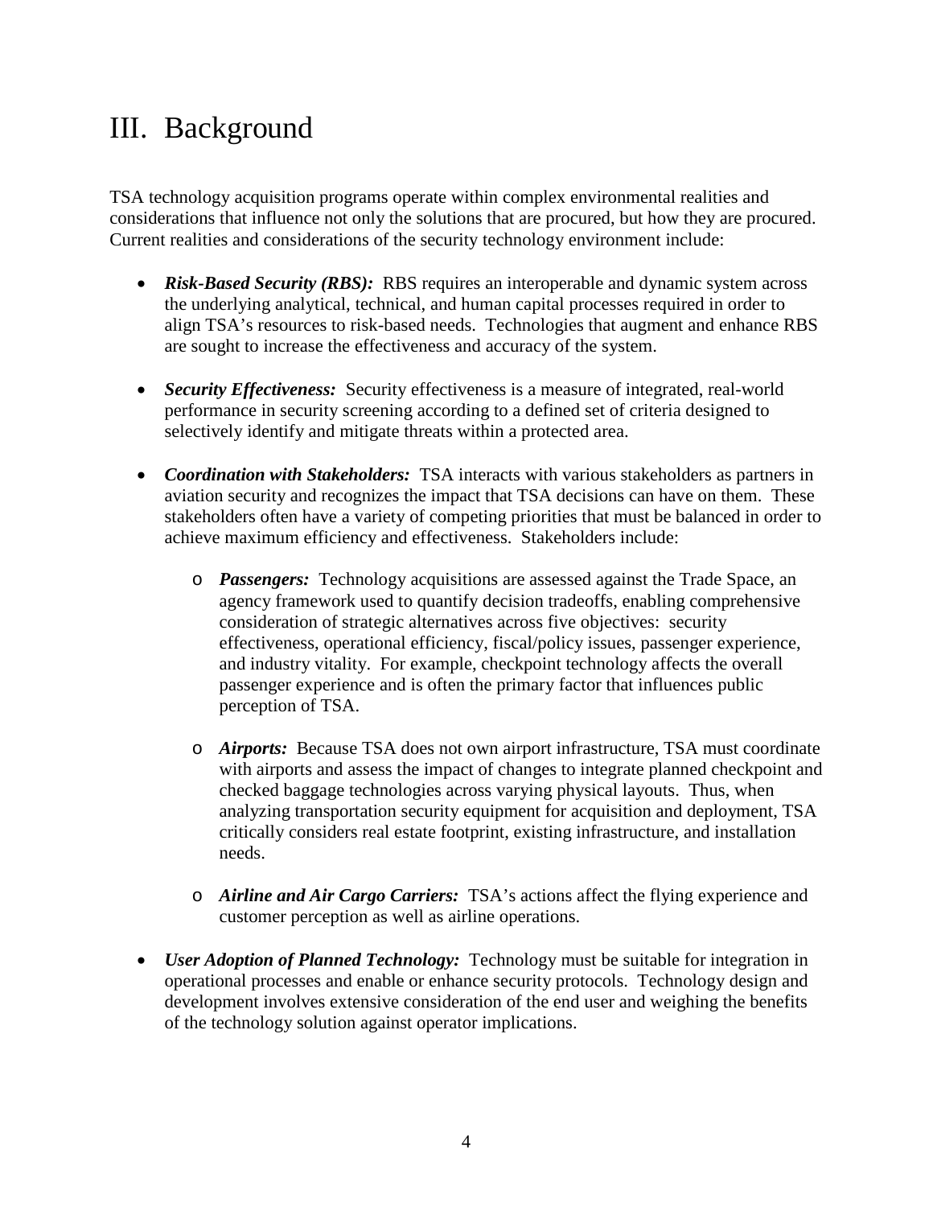# III. Background

TSA technology acquisition programs operate within complex environmental realities and considerations that influence not only the solutions that are procured, but how they are procured. Current realities and considerations of the security technology environment include:

- ***Risk-Based Security (RBS):*** RBS requires an interoperable and dynamic system across the underlying analytical, technical, and human capital processes required in order to align TSA's resources to risk-based needs. Technologies that augment and enhance RBS are sought to increase the effectiveness and accuracy of the system.

- ***Security Effectiveness:*** Security effectiveness is a measure of integrated, real-world performance in security screening according to a defined set of criteria designed to selectively identify and mitigate threats within a protected area.

- ***Coordination with Stakeholders:*** TSA interacts with various stakeholders as partners in aviation security and recognizes the impact that TSA decisions can have on them. These stakeholders often have a variety of competing priorities that must be balanced in order to achieve maximum efficiency and effectiveness. Stakeholders include:

  - ***Passengers:*** Technology acquisitions are assessed against the Trade Space, an agency framework used to quantify decision tradeoffs, enabling comprehensive consideration of strategic alternatives across five objectives: security effectiveness, operational efficiency, fiscal/policy issues, passenger experience, and industry vitality. For example, checkpoint technology affects the overall passenger experience and is often the primary factor that influences public perception of TSA.

  - ***Airports:*** Because TSA does not own airport infrastructure, TSA must coordinate with airports and assess the impact of changes to integrate planned checkpoint and checked baggage technologies across varying physical layouts. Thus, when analyzing transportation security equipment for acquisition and deployment, TSA critically considers real estate footprint, existing infrastructure, and installation needs.

  - ***Airline and Air Cargo Carriers:*** TSA's actions affect the flying experience and customer perception as well as airline operations.

- ***User Adoption of Planned Technology:*** Technology must be suitable for integration in operational processes and enable or enhance security protocols. Technology design and development involves extensive consideration of the end user and weighing the benefits of the technology solution against operator implications.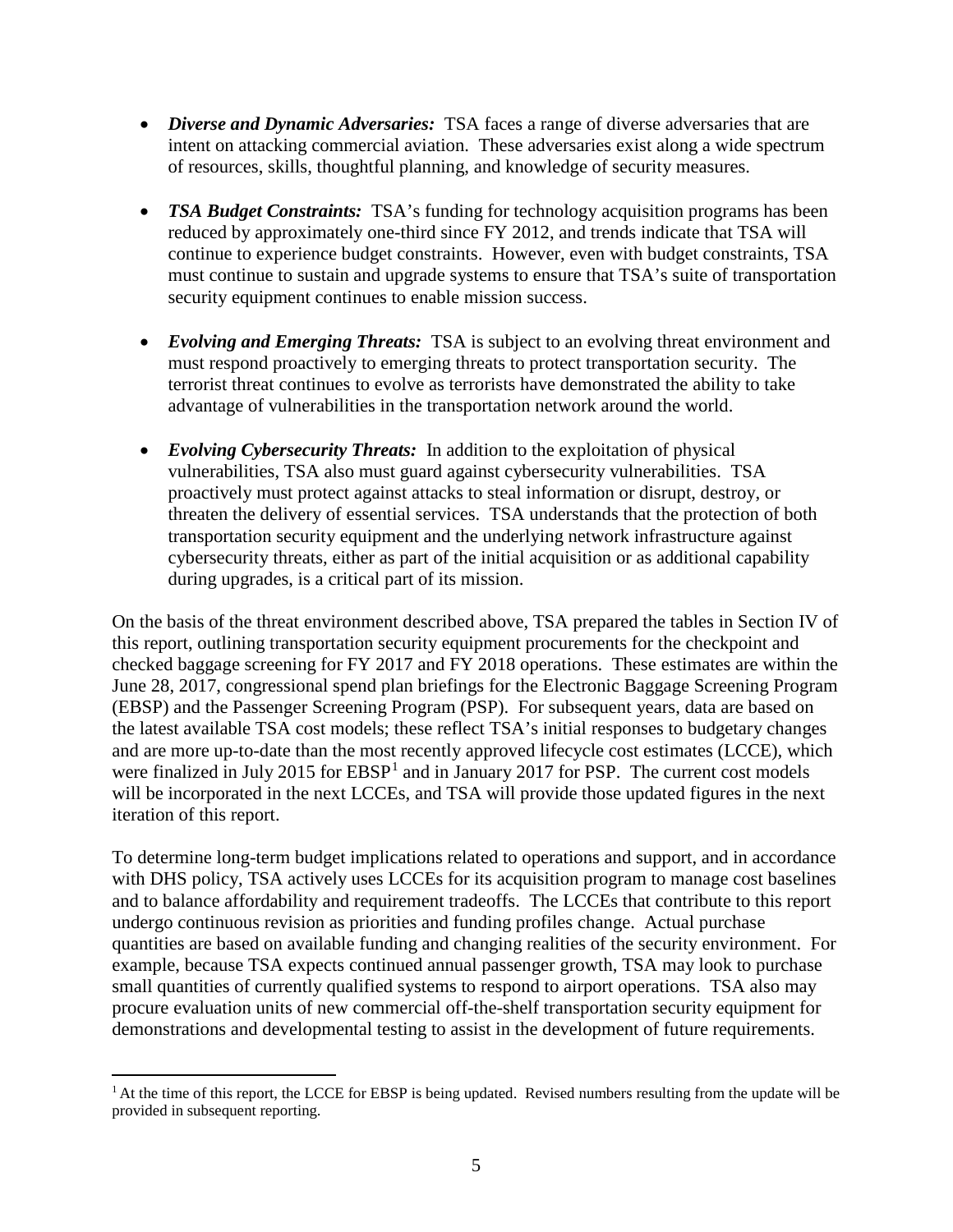- ***Diverse and Dynamic Adversaries:*** TSA faces a range of diverse adversaries that are intent on attacking commercial aviation. These adversaries exist along a wide spectrum of resources, skills, thoughtful planning, and knowledge of security measures.

- ***TSA Budget Constraints:*** TSA's funding for technology acquisition programs has been reduced by approximately one-third since FY 2012, and trends indicate that TSA will continue to experience budget constraints. However, even with budget constraints, TSA must continue to sustain and upgrade systems to ensure that TSA's suite of transportation security equipment continues to enable mission success.

- ***Evolving and Emerging Threats:*** TSA is subject to an evolving threat environment and must respond proactively to emerging threats to protect transportation security. The terrorist threat continues to evolve as terrorists have demonstrated the ability to take advantage of vulnerabilities in the transportation network around the world.

- ***Evolving Cybersecurity Threats:*** In addition to the exploitation of physical vulnerabilities, TSA also must guard against cybersecurity vulnerabilities. TSA proactively must protect against attacks to steal information or disrupt, destroy, or threaten the delivery of essential services. TSA understands that the protection of both transportation security equipment and the underlying network infrastructure against cybersecurity threats, either as part of the initial acquisition or as additional capability during upgrades, is a critical part of its mission.

On the basis of the threat environment described above, TSA prepared the tables in Section IV of this report, outlining transportation security equipment procurements for the checkpoint and checked baggage screening for FY 2017 and FY 2018 operations. These estimates are within the June 28, 2017, congressional spend plan briefings for the Electronic Baggage Screening Program (EBSP) and the Passenger Screening Program (PSP). For subsequent years, data are based on the latest available TSA cost models; these reflect TSA's initial responses to budgetary changes and are more up-to-date than the most recently approved lifecycle cost estimates (LCCE), which were finalized in July 2015 for EBSP[1] and in January 2017 for PSP. The current cost models will be incorporated in the next LCCEs, and TSA will provide those updated figures in the next iteration of this report.

To determine long-term budget implications related to operations and support, and in accordance with DHS policy, TSA actively uses LCCEs for its acquisition program to manage cost baselines and to balance affordability and requirement tradeoffs. The LCCEs that contribute to this report undergo continuous revision as priorities and funding profiles change. Actual purchase quantities are based on available funding and changing realities of the security environment. For example, because TSA expects continued annual passenger growth, TSA may look to purchase small quantities of currently qualified systems to respond to airport operations. TSA also may procure evaluation units of new commercial off-the-shelf transportation security equipment for demonstrations and developmental testing to assist in the development of future requirements.

[1] At the time of this report, the LCCE for EBSP is being updated. Revised numbers resulting from the update will be provided in subsequent reporting.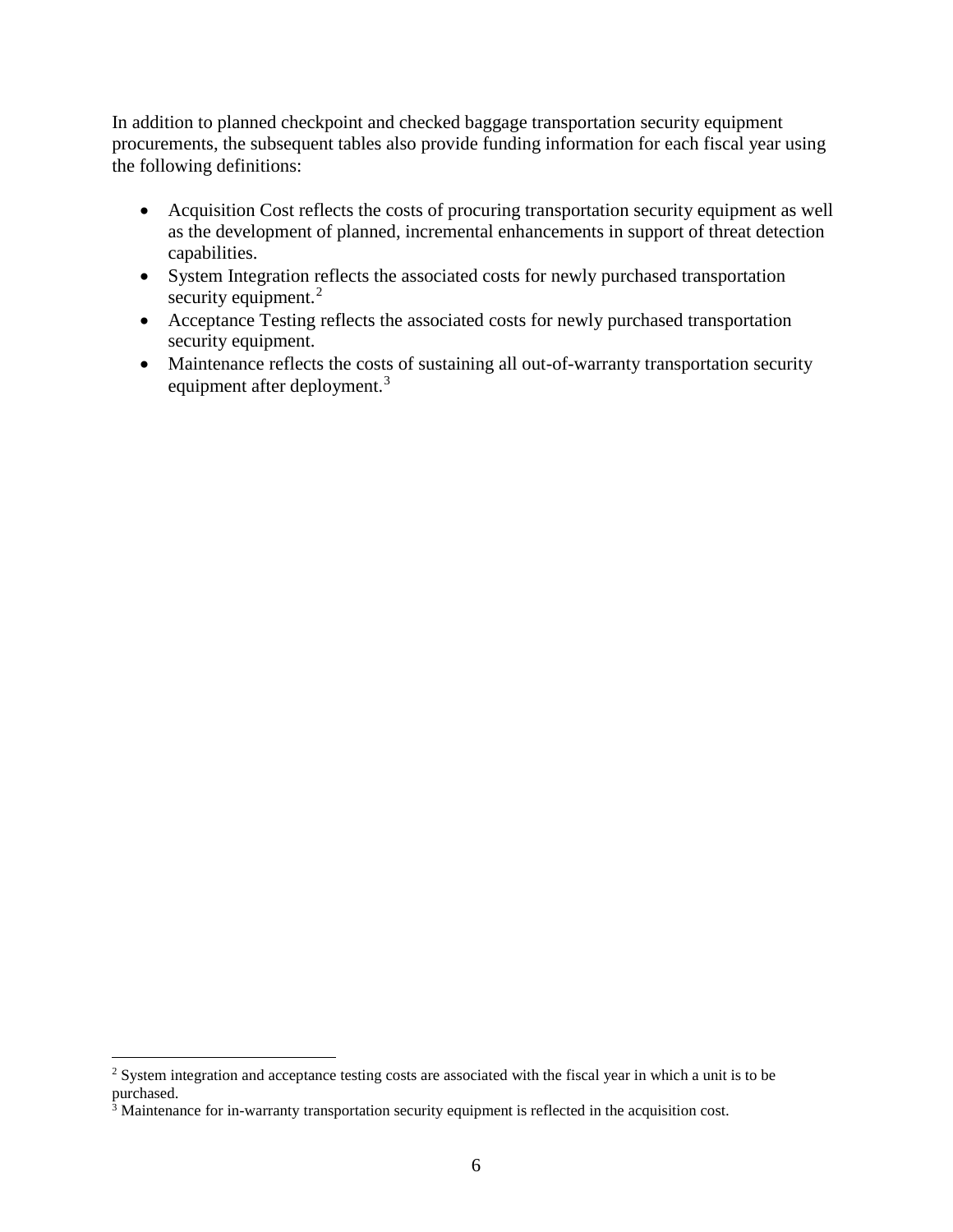In addition to planned checkpoint and checked baggage transportation security equipment procurements, the subsequent tables also provide funding information for each fiscal year using the following definitions:

- Acquisition Cost reflects the costs of procuring transportation security equipment as well as the development of planned, incremental enhancements in support of threat detection capabilities.
- System Integration reflects the associated costs for newly purchased transportation security equipment.[2]
- Acceptance Testing reflects the associated costs for newly purchased transportation security equipment.
- Maintenance reflects the costs of sustaining all out-of-warranty transportation security equipment after deployment.[3]

---

[2] System integration and acceptance testing costs are associated with the fiscal year in which a unit is to be purchased.

[3] Maintenance for in-warranty transportation security equipment is reflected in the acquisition cost.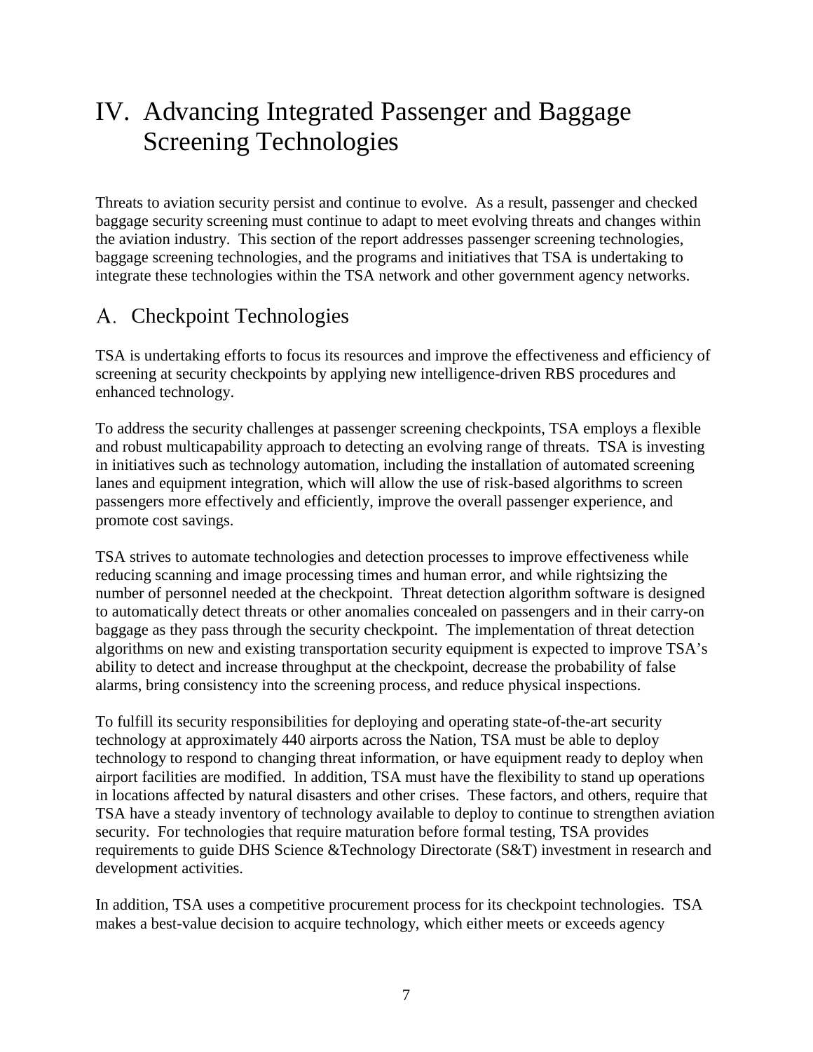# IV. Advancing Integrated Passenger and Baggage Screening Technologies

Threats to aviation security persist and continue to evolve. As a result, passenger and checked baggage security screening must continue to adapt to meet evolving threats and changes within the aviation industry. This section of the report addresses passenger screening technologies, baggage screening technologies, and the programs and initiatives that TSA is undertaking to integrate these technologies within the TSA network and other government agency networks.

## A. Checkpoint Technologies

TSA is undertaking efforts to focus its resources and improve the effectiveness and efficiency of screening at security checkpoints by applying new intelligence-driven RBS procedures and enhanced technology.

To address the security challenges at passenger screening checkpoints, TSA employs a flexible and robust multicapability approach to detecting an evolving range of threats. TSA is investing in initiatives such as technology automation, including the installation of automated screening lanes and equipment integration, which will allow the use of risk-based algorithms to screen passengers more effectively and efficiently, improve the overall passenger experience, and promote cost savings.

TSA strives to automate technologies and detection processes to improve effectiveness while reducing scanning and image processing times and human error, and while rightsizing the number of personnel needed at the checkpoint. Threat detection algorithm software is designed to automatically detect threats or other anomalies concealed on passengers and in their carry-on baggage as they pass through the security checkpoint. The implementation of threat detection algorithms on new and existing transportation security equipment is expected to improve TSA's ability to detect and increase throughput at the checkpoint, decrease the probability of false alarms, bring consistency into the screening process, and reduce physical inspections.

To fulfill its security responsibilities for deploying and operating state-of-the-art security technology at approximately 440 airports across the Nation, TSA must be able to deploy technology to respond to changing threat information, or have equipment ready to deploy when airport facilities are modified. In addition, TSA must have the flexibility to stand up operations in locations affected by natural disasters and other crises. These factors, and others, require that TSA have a steady inventory of technology available to deploy to continue to strengthen aviation security. For technologies that require maturation before formal testing, TSA provides requirements to guide DHS Science &Technology Directorate (S&T) investment in research and development activities.

In addition, TSA uses a competitive procurement process for its checkpoint technologies. TSA makes a best-value decision to acquire technology, which either meets or exceeds agency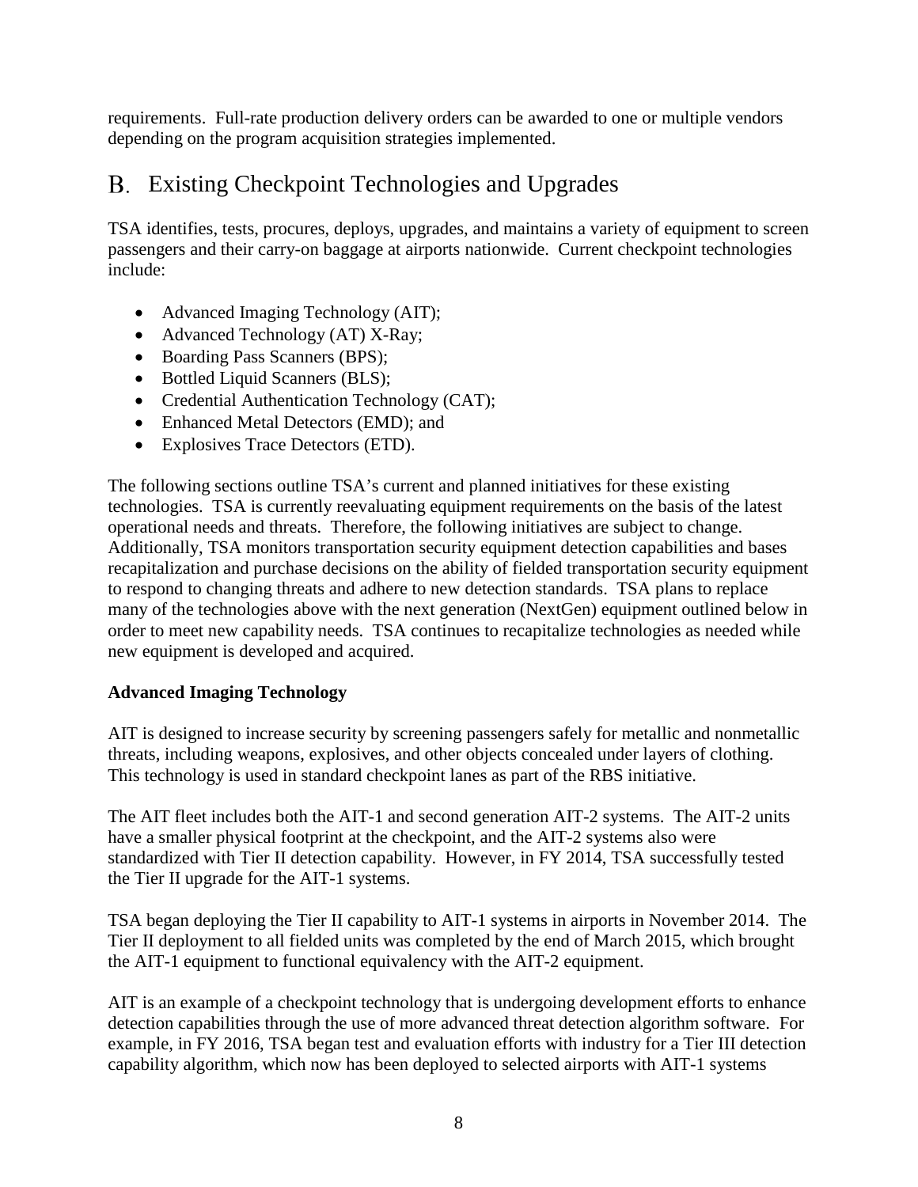requirements. Full-rate production delivery orders can be awarded to one or multiple vendors depending on the program acquisition strategies implemented.

## B. Existing Checkpoint Technologies and Upgrades

TSA identifies, tests, procures, deploys, upgrades, and maintains a variety of equipment to screen passengers and their carry-on baggage at airports nationwide. Current checkpoint technologies include:

- Advanced Imaging Technology (AIT);
- Advanced Technology (AT) X-Ray;
- Boarding Pass Scanners (BPS);
- Bottled Liquid Scanners (BLS);
- Credential Authentication Technology (CAT);
- Enhanced Metal Detectors (EMD); and
- Explosives Trace Detectors (ETD).

The following sections outline TSA's current and planned initiatives for these existing technologies. TSA is currently reevaluating equipment requirements on the basis of the latest operational needs and threats. Therefore, the following initiatives are subject to change. Additionally, TSA monitors transportation security equipment detection capabilities and bases recapitalization and purchase decisions on the ability of fielded transportation security equipment to respond to changing threats and adhere to new detection standards. TSA plans to replace many of the technologies above with the next generation (NextGen) equipment outlined below in order to meet new capability needs. TSA continues to recapitalize technologies as needed while new equipment is developed and acquired.

**Advanced Imaging Technology**

AIT is designed to increase security by screening passengers safely for metallic and nonmetallic threats, including weapons, explosives, and other objects concealed under layers of clothing. This technology is used in standard checkpoint lanes as part of the RBS initiative.

The AIT fleet includes both the AIT-1 and second generation AIT-2 systems. The AIT-2 units have a smaller physical footprint at the checkpoint, and the AIT-2 systems also were standardized with Tier II detection capability. However, in FY 2014, TSA successfully tested the Tier II upgrade for the AIT-1 systems.

TSA began deploying the Tier II capability to AIT-1 systems in airports in November 2014. The Tier II deployment to all fielded units was completed by the end of March 2015, which brought the AIT-1 equipment to functional equivalency with the AIT-2 equipment.

AIT is an example of a checkpoint technology that is undergoing development efforts to enhance detection capabilities through the use of more advanced threat detection algorithm software. For example, in FY 2016, TSA began test and evaluation efforts with industry for a Tier III detection capability algorithm, which now has been deployed to selected airports with AIT-1 systems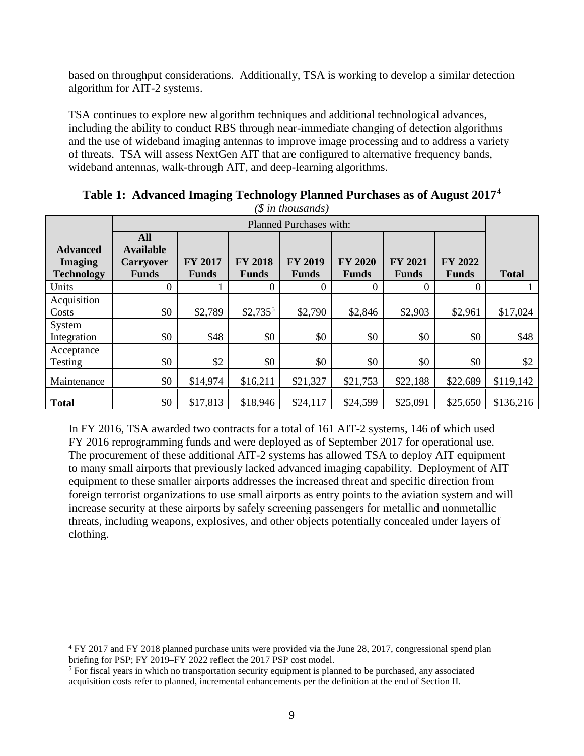based on throughput considerations. Additionally, TSA is working to develop a similar detection algorithm for AIT-2 systems.

TSA continues to explore new algorithm techniques and additional technological advances, including the ability to conduct RBS through near-immediate changing of detection algorithms and the use of wideband imaging antennas to improve image processing and to address a variety of threats. TSA will assess NextGen AIT that are configured to alternative frequency bands, wideband antennas, walk-through AIT, and deep-learning algorithms.

**Table 1: Advanced Imaging Technology Planned Purchases as of August 2017[4]**

*($ in thousands)*

| | Planned Purchases with: | | | | | | | |
|---|---|---|---|---|---|---|---|---|
| **Advanced Imaging Technology** | **All Available Carryover Funds** | **FY 2017 Funds** | **FY 2018 Funds** | **FY 2019 Funds** | **FY 2020 Funds** | **FY 2021 Funds** | **FY 2022 Funds** | **Total** |
| Units | 0 | 1 | 0 | 0 | 0 | 0 | 0 | 1 |
| Acquisition Costs | $0 | $2,789 | $2,735[5] | $2,790 | $2,846 | $2,903 | $2,961 | $17,024 |
| System Integration | $0 | $48 | $0 | $0 | $0 | $0 | $0 | $48 |
| Acceptance Testing | $0 | $2 | $0 | $0 | $0 | $0 | $0 | $2 |
| Maintenance | $0 | $14,974 | $16,211 | $21,327 | $21,753 | $22,188 | $22,689 | $119,142 |
| **Total** | $0 | $17,813 | $18,946 | $24,117 | $24,599 | $25,091 | $25,650 | $136,216 |

In FY 2016, TSA awarded two contracts for a total of 161 AIT-2 systems, 146 of which used FY 2016 reprogramming funds and were deployed as of September 2017 for operational use. The procurement of these additional AIT-2 systems has allowed TSA to deploy AIT equipment to many small airports that previously lacked advanced imaging capability. Deployment of AIT equipment to these smaller airports addresses the increased threat and specific direction from foreign terrorist organizations to use small airports as entry points to the aviation system and will increase security at these airports by safely screening passengers for metallic and nonmetallic threats, including weapons, explosives, and other objects potentially concealed under layers of clothing.

[4] FY 2017 and FY 2018 planned purchase units were provided via the June 28, 2017, congressional spend plan briefing for PSP; FY 2019–FY 2022 reflect the 2017 PSP cost model.

[5] For fiscal years in which no transportation security equipment is planned to be purchased, any associated acquisition costs refer to planned, incremental enhancements per the definition at the end of Section II.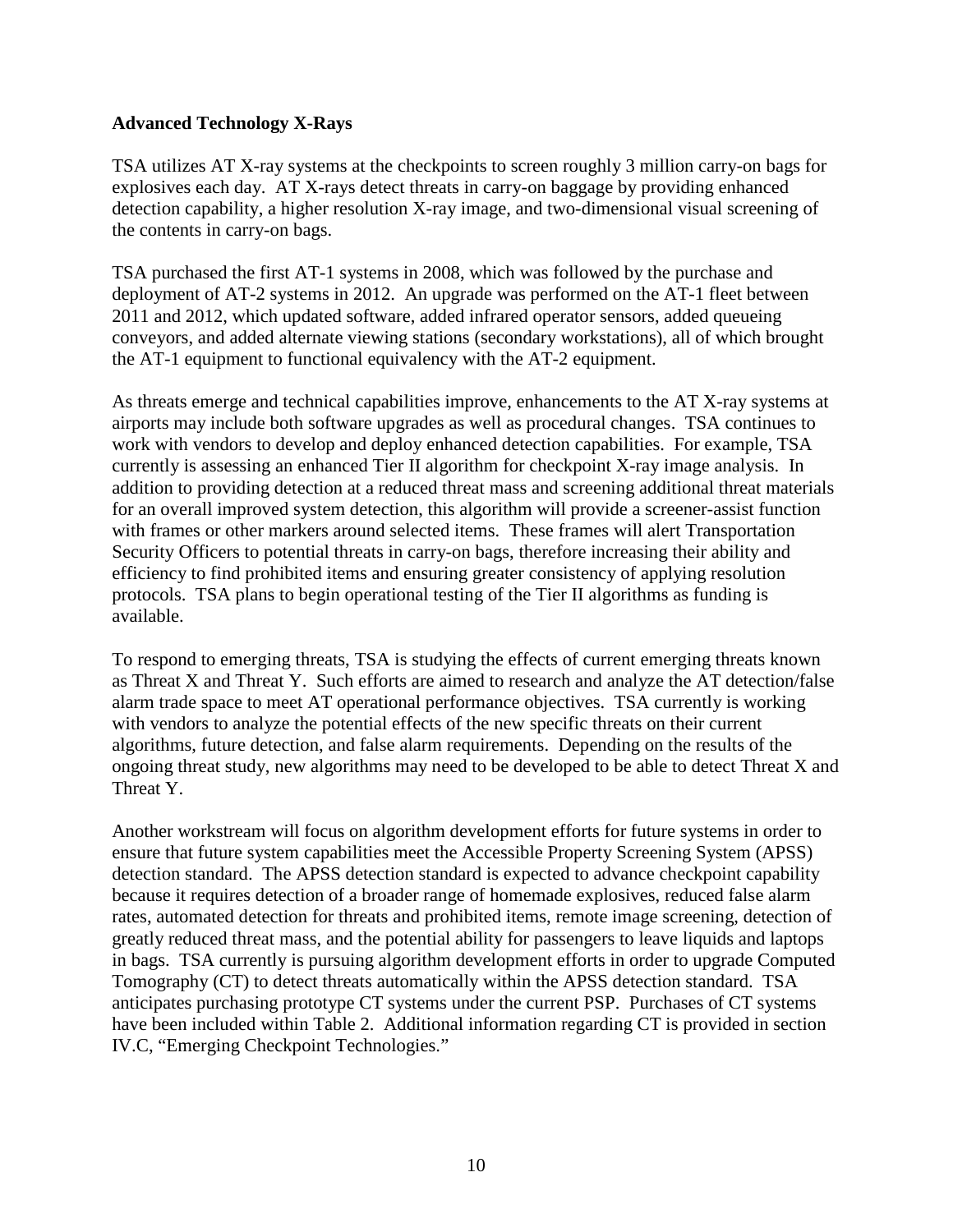**Advanced Technology X-Rays**

TSA utilizes AT X-ray systems at the checkpoints to screen roughly 3 million carry-on bags for explosives each day. AT X-rays detect threats in carry-on baggage by providing enhanced detection capability, a higher resolution X-ray image, and two-dimensional visual screening of the contents in carry-on bags.

TSA purchased the first AT-1 systems in 2008, which was followed by the purchase and deployment of AT-2 systems in 2012. An upgrade was performed on the AT-1 fleet between 2011 and 2012, which updated software, added infrared operator sensors, added queueing conveyors, and added alternate viewing stations (secondary workstations), all of which brought the AT-1 equipment to functional equivalency with the AT-2 equipment.

As threats emerge and technical capabilities improve, enhancements to the AT X-ray systems at airports may include both software upgrades as well as procedural changes. TSA continues to work with vendors to develop and deploy enhanced detection capabilities. For example, TSA currently is assessing an enhanced Tier II algorithm for checkpoint X-ray image analysis. In addition to providing detection at a reduced threat mass and screening additional threat materials for an overall improved system detection, this algorithm will provide a screener-assist function with frames or other markers around selected items. These frames will alert Transportation Security Officers to potential threats in carry-on bags, therefore increasing their ability and efficiency to find prohibited items and ensuring greater consistency of applying resolution protocols. TSA plans to begin operational testing of the Tier II algorithms as funding is available.

To respond to emerging threats, TSA is studying the effects of current emerging threats known as Threat X and Threat Y. Such efforts are aimed to research and analyze the AT detection/false alarm trade space to meet AT operational performance objectives. TSA currently is working with vendors to analyze the potential effects of the new specific threats on their current algorithms, future detection, and false alarm requirements. Depending on the results of the ongoing threat study, new algorithms may need to be developed to be able to detect Threat X and Threat Y.

Another workstream will focus on algorithm development efforts for future systems in order to ensure that future system capabilities meet the Accessible Property Screening System (APSS) detection standard. The APSS detection standard is expected to advance checkpoint capability because it requires detection of a broader range of homemade explosives, reduced false alarm rates, automated detection for threats and prohibited items, remote image screening, detection of greatly reduced threat mass, and the potential ability for passengers to leave liquids and laptops in bags. TSA currently is pursuing algorithm development efforts in order to upgrade Computed Tomography (CT) to detect threats automatically within the APSS detection standard. TSA anticipates purchasing prototype CT systems under the current PSP. Purchases of CT systems have been included within Table 2. Additional information regarding CT is provided in section IV.C, "Emerging Checkpoint Technologies."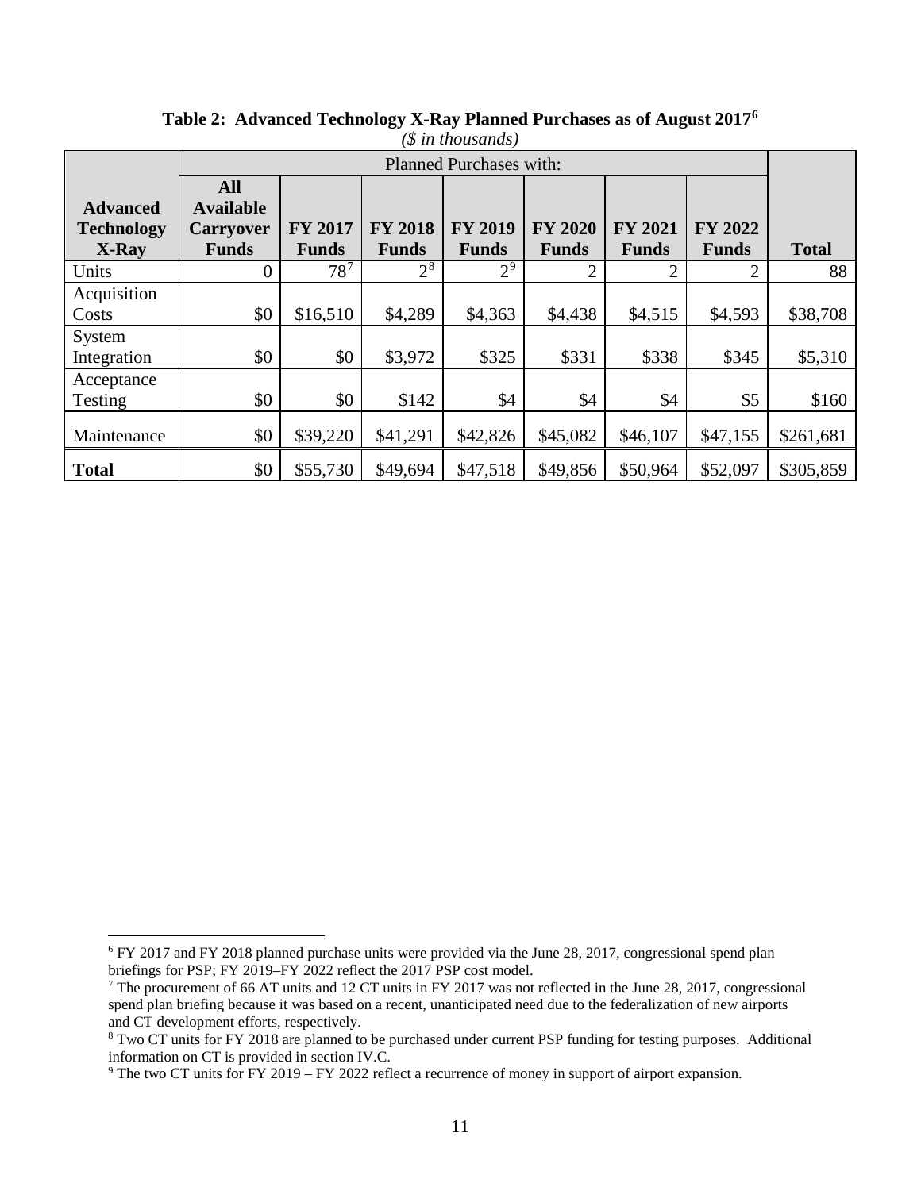**Table 2: Advanced Technology X-Ray Planned Purchases as of August 2017[6]**

*($ in thousands)*

| Advanced Technology X-Ray | Planned Purchases with: All Available Carryover Funds | FY 2017 Funds | FY 2018 Funds | FY 2019 Funds | FY 2020 Funds | FY 2021 Funds | FY 2022 Funds | Total |
|---|---|---|---|---|---|---|---|---|
| Units | 0 | 78[7] | 2[8] | 2[9] | 2 | 2 | 2 | 88 |
| Acquisition Costs | $0 | $16,510 | $4,289 | $4,363 | $4,438 | $4,515 | $4,593 | $38,708 |
| System Integration | $0 | $0 | $3,972 | $325 | $331 | $338 | $345 | $5,310 |
| Acceptance Testing | $0 | $0 | $142 | $4 | $4 | $4 | $5 | $160 |
| Maintenance | $0 | $39,220 | $41,291 | $42,826 | $45,082 | $46,107 | $47,155 | $261,681 |
| **Total** | $0 | $55,730 | $49,694 | $47,518 | $49,856 | $50,964 | $52,097 | $305,859 |

[6] FY 2017 and FY 2018 planned purchase units were provided via the June 28, 2017, congressional spend plan briefings for PSP; FY 2019–FY 2022 reflect the 2017 PSP cost model.

[7] The procurement of 66 AT units and 12 CT units in FY 2017 was not reflected in the June 28, 2017, congressional spend plan briefing because it was based on a recent, unanticipated need due to the federalization of new airports and CT development efforts, respectively.

[8] Two CT units for FY 2018 are planned to be purchased under current PSP funding for testing purposes. Additional information on CT is provided in section IV.C.

[9] The two CT units for FY 2019 – FY 2022 reflect a recurrence of money in support of airport expansion.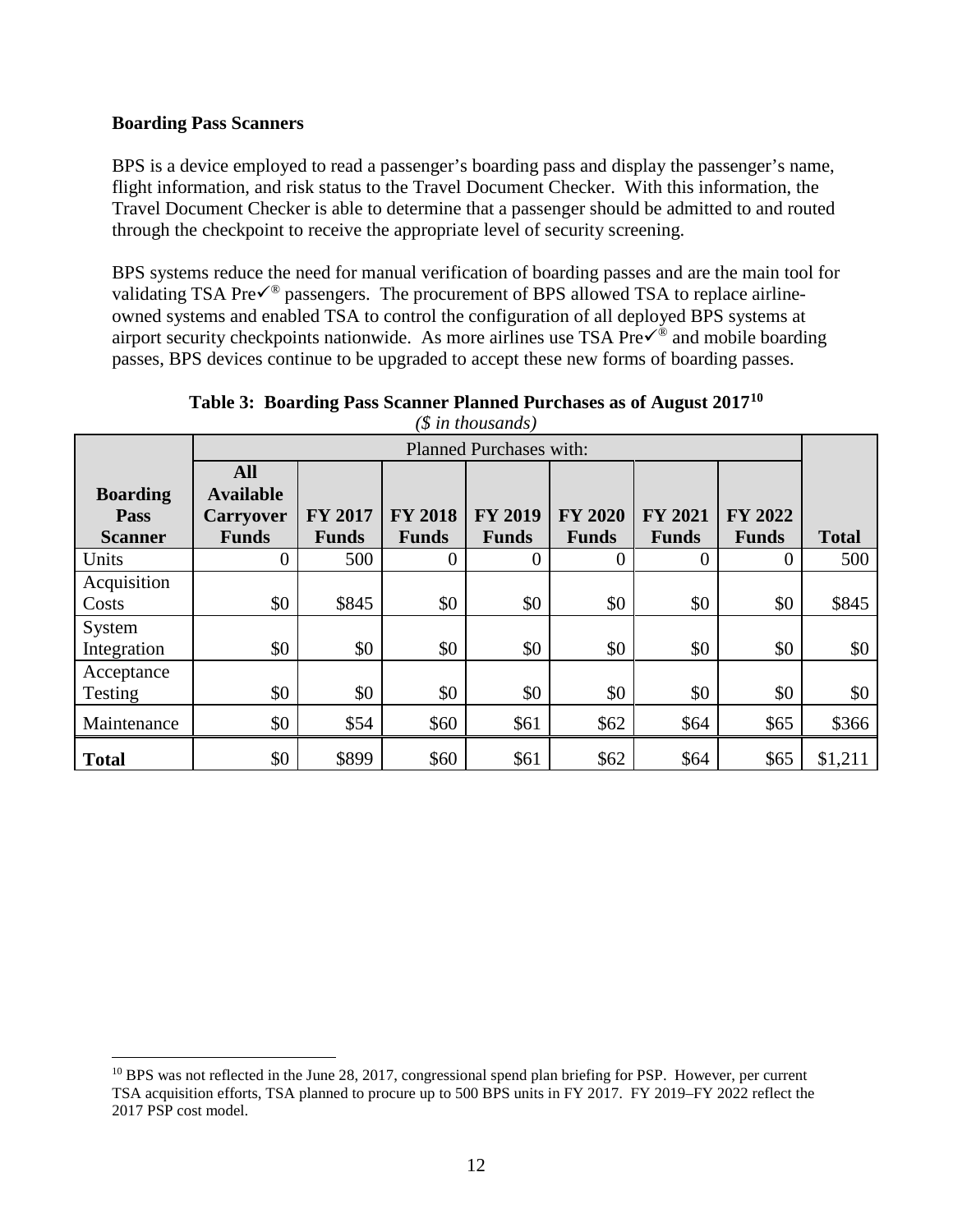**Boarding Pass Scanners**

BPS is a device employed to read a passenger's boarding pass and display the passenger's name, flight information, and risk status to the Travel Document Checker. With this information, the Travel Document Checker is able to determine that a passenger should be admitted to and routed through the checkpoint to receive the appropriate level of security screening.

BPS systems reduce the need for manual verification of boarding passes and are the main tool for validating TSA Pre✓® passengers. The procurement of BPS allowed TSA to replace airline-owned systems and enabled TSA to control the configuration of all deployed BPS systems at airport security checkpoints nationwide. As more airlines use TSA Pre✓® and mobile boarding passes, BPS devices continue to be upgraded to accept these new forms of boarding passes.

**Table 3: Boarding Pass Scanner Planned Purchases as of August 2017[10]**

*($ in thousands)*

| | Planned Purchases with: | | | | | | | |
|---|---|---|---|---|---|---|---|---|
| **Boarding Pass Scanner** | **All Available Carryover Funds** | **FY 2017 Funds** | **FY 2018 Funds** | **FY 2019 Funds** | **FY 2020 Funds** | **FY 2021 Funds** | **FY 2022 Funds** | **Total** |
| Units | 0 | 500 | 0 | 0 | 0 | 0 | 0 | 500 |
| Acquisition Costs | $0 | $845 | $0 | $0 | $0 | $0 | $0 | $845 |
| System Integration | $0 | $0 | $0 | $0 | $0 | $0 | $0 | $0 |
| Acceptance Testing | $0 | $0 | $0 | $0 | $0 | $0 | $0 | $0 |
| Maintenance | $0 | $54 | $60 | $61 | $62 | $64 | $65 | $366 |
| **Total** | $0 | $899 | $60 | $61 | $62 | $64 | $65 | $1,211 |

[10] BPS was not reflected in the June 28, 2017, congressional spend plan briefing for PSP. However, per current TSA acquisition efforts, TSA planned to procure up to 500 BPS units in FY 2017. FY 2019–FY 2022 reflect the 2017 PSP cost model.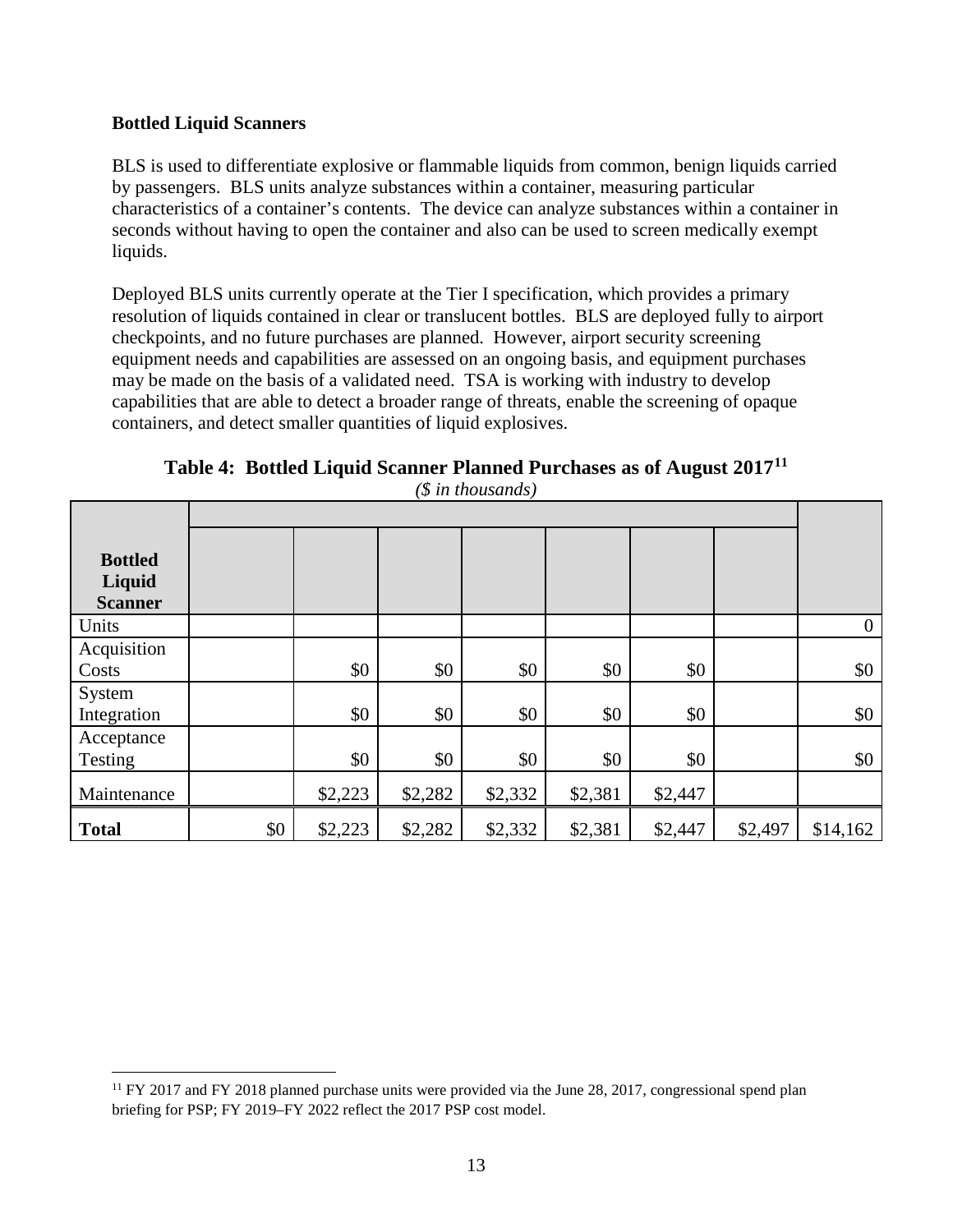**Bottled Liquid Scanners**

BLS is used to differentiate explosive or flammable liquids from common, benign liquids carried by passengers. BLS units analyze substances within a container, measuring particular characteristics of a container's contents. The device can analyze substances within a container in seconds without having to open the container and also can be used to screen medically exempt liquids.

Deployed BLS units currently operate at the Tier I specification, which provides a primary resolution of liquids contained in clear or translucent bottles. BLS are deployed fully to airport checkpoints, and no future purchases are planned. However, airport security screening equipment needs and capabilities are assessed on an ongoing basis, and equipment purchases may be made on the basis of a validated need. TSA is working with industry to develop capabilities that are able to detect a broader range of threats, enable the screening of opaque containers, and detect smaller quantities of liquid explosives.

**Table 4: Bottled Liquid Scanner Planned Purchases as of August 2017[11]**

*($ in thousands)*

| Bottled Liquid Scanner | | | | | | | | |
|---|---|---|---|---|---|---|---|---|
| Units | | | | | | | | 0 |
| Acquisition Costs | | $0 | $0 | $0 | $0 | $0 | | $0 |
| System Integration | | $0 | $0 | $0 | $0 | $0 | | $0 |
| Acceptance Testing | | $0 | $0 | $0 | $0 | $0 | | $0 |
| Maintenance | | $2,223 | $2,282 | $2,332 | $2,381 | $2,447 | | |
| **Total** | $0 | $2,223 | $2,282 | $2,332 | $2,381 | $2,447 | $2,497 | $14,162 |

[11] FY 2017 and FY 2018 planned purchase units were provided via the June 28, 2017, congressional spend plan briefing for PSP; FY 2019–FY 2022 reflect the 2017 PSP cost model.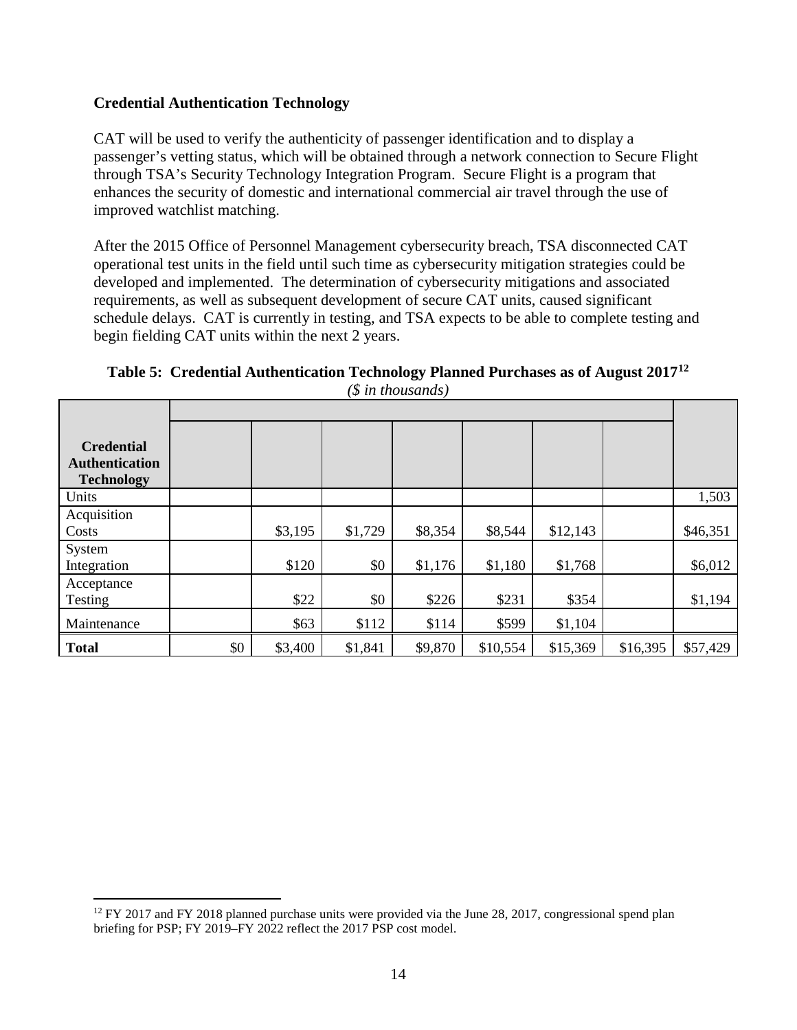**Credential Authentication Technology**

CAT will be used to verify the authenticity of passenger identification and to display a passenger's vetting status, which will be obtained through a network connection to Secure Flight through TSA's Security Technology Integration Program. Secure Flight is a program that enhances the security of domestic and international commercial air travel through the use of improved watchlist matching.

After the 2015 Office of Personnel Management cybersecurity breach, TSA disconnected CAT operational test units in the field until such time as cybersecurity mitigation strategies could be developed and implemented. The determination of cybersecurity mitigations and associated requirements, as well as subsequent development of secure CAT units, caused significant schedule delays. CAT is currently in testing, and TSA expects to be able to complete testing and begin fielding CAT units within the next 2 years.

**Table 5: Credential Authentication Technology Planned Purchases as of August 2017[12]**

*($ in thousands)*

| **Credential Authentication Technology** | | | | | | | | |
|---|---|---|---|---|---|---|---|---|
| Units | | | | | | | | 1,503 |
| Acquisition Costs | | $3,195 | $1,729 | $8,354 | $8,544 | $12,143 | | $46,351 |
| System Integration | | $120 | $0 | $1,176 | $1,180 | $1,768 | | $6,012 |
| Acceptance Testing | | $22 | $0 | $226 | $231 | $354 | | $1,194 |
| Maintenance | | $63 | $112 | $114 | $599 | $1,104 | | |
| **Total** | $0 | $3,400 | $1,841 | $9,870 | $10,554 | $15,369 | $16,395 | $57,429 |

[12] FY 2017 and FY 2018 planned purchase units were provided via the June 28, 2017, congressional spend plan briefing for PSP; FY 2019–FY 2022 reflect the 2017 PSP cost model.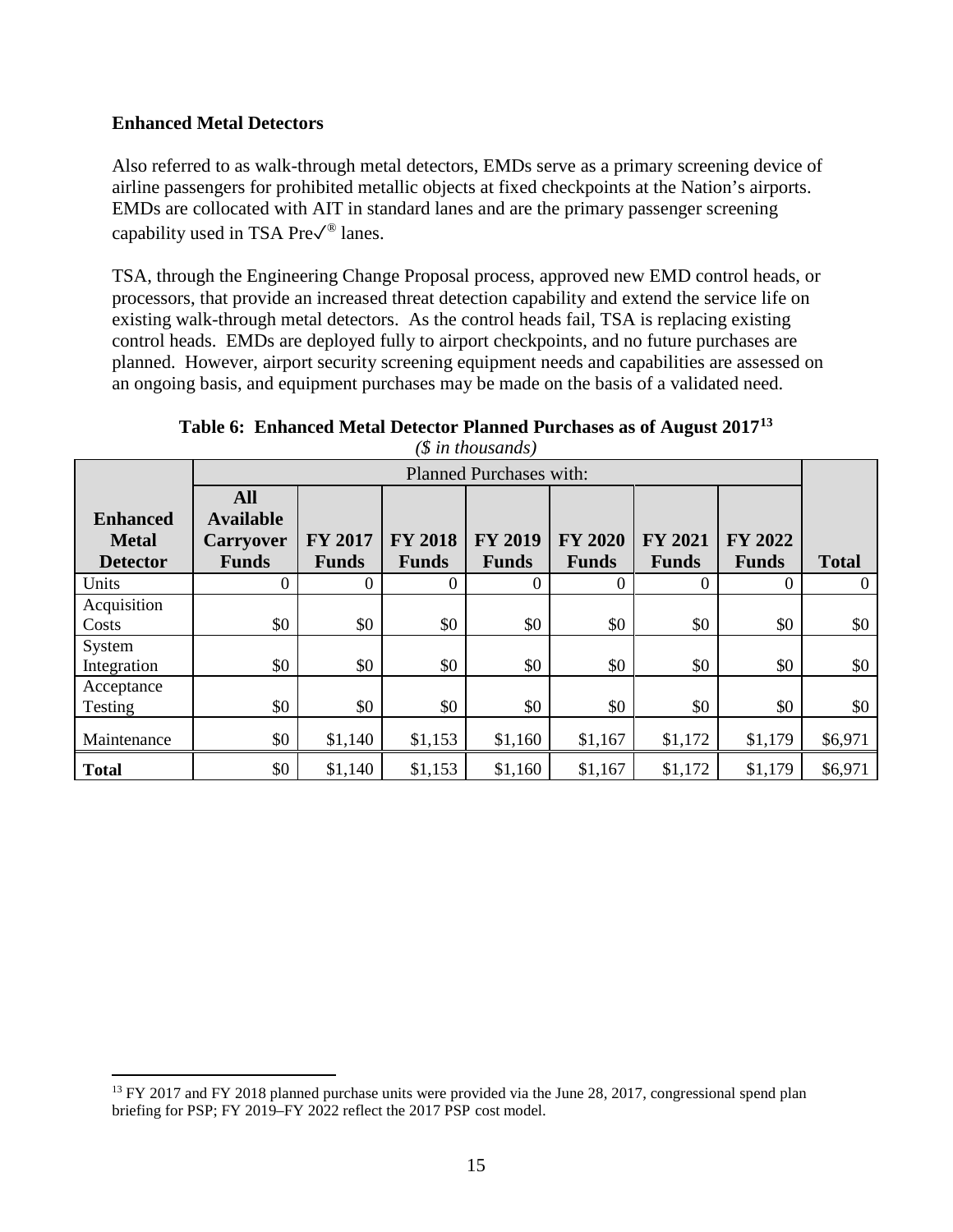### Enhanced Metal Detectors

Also referred to as walk-through metal detectors, EMDs serve as a primary screening device of airline passengers for prohibited metallic objects at fixed checkpoints at the Nation's airports. EMDs are collocated with AIT in standard lanes and are the primary passenger screening capability used in TSA Pre✓® lanes.

TSA, through the Engineering Change Proposal process, approved new EMD control heads, or processors, that provide an increased threat detection capability and extend the service life on existing walk-through metal detectors. As the control heads fail, TSA is replacing existing control heads. EMDs are deployed fully to airport checkpoints, and no future purchases are planned. However, airport security screening equipment needs and capabilities are assessed on an ongoing basis, and equipment purchases may be made on the basis of a validated need.

**Table 6: Enhanced Metal Detector Planned Purchases as of August 2017[13]**

*($ in thousands)*

| | Planned Purchases with: | | | | | | | |
|---|---|---|---|---|---|---|---|---|
| **Enhanced Metal Detector** | **All Available Carryover Funds** | **FY 2017 Funds** | **FY 2018 Funds** | **FY 2019 Funds** | **FY 2020 Funds** | **FY 2021 Funds** | **FY 2022 Funds** | **Total** |
| Units | 0 | 0 | 0 | 0 | 0 | 0 | 0 | 0 |
| Acquisition Costs | $0 | $0 | $0 | $0 | $0 | $0 | $0 | $0 |
| System Integration | $0 | $0 | $0 | $0 | $0 | $0 | $0 | $0 |
| Acceptance Testing | $0 | $0 | $0 | $0 | $0 | $0 | $0 | $0 |
| Maintenance | $0 | $1,140 | $1,153 | $1,160 | $1,167 | $1,172 | $1,179 | $6,971 |
| **Total** | $0 | $1,140 | $1,153 | $1,160 | $1,167 | $1,172 | $1,179 | $6,971 |

[13] FY 2017 and FY 2018 planned purchase units were provided via the June 28, 2017, congressional spend plan briefing for PSP; FY 2019–FY 2022 reflect the 2017 PSP cost model.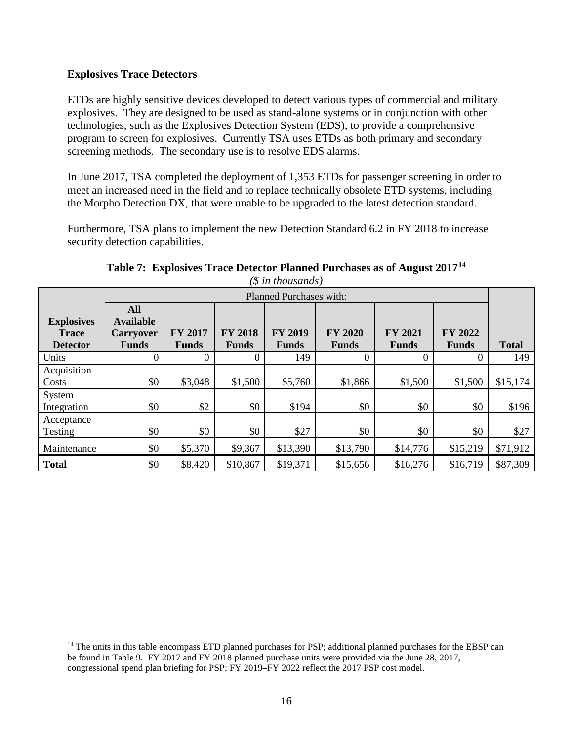### Explosives Trace Detectors

ETDs are highly sensitive devices developed to detect various types of commercial and military explosives. They are designed to be used as stand-alone systems or in conjunction with other technologies, such as the Explosives Detection System (EDS), to provide a comprehensive program to screen for explosives. Currently TSA uses ETDs as both primary and secondary screening methods. The secondary use is to resolve EDS alarms.

In June 2017, TSA completed the deployment of 1,353 ETDs for passenger screening in order to meet an increased need in the field and to replace technically obsolete ETD systems, including the Morpho Detection DX, that were unable to be upgraded to the latest detection standard.

Furthermore, TSA plans to implement the new Detection Standard 6.2 in FY 2018 to increase security detection capabilities.

**Table 7: Explosives Trace Detector Planned Purchases as of August 2017[14]**
*($ in thousands)*

| | Planned Purchases with: | | | | | | | |
|---|---|---|---|---|---|---|---|---|
| **Explosives Trace Detector** | **All Available Carryover Funds** | **FY 2017 Funds** | **FY 2018 Funds** | **FY 2019 Funds** | **FY 2020 Funds** | **FY 2021 Funds** | **FY 2022 Funds** | **Total** |
| Units | 0 | 0 | 0 | 149 | 0 | 0 | 0 | 149 |
| Acquisition Costs | $0 | $3,048 | $1,500 | $5,760 | $1,866 | $1,500 | $1,500 | $15,174 |
| System Integration | $0 | $2 | $0 | $194 | $0 | $0 | $0 | $196 |
| Acceptance Testing | $0 | $0 | $0 | $27 | $0 | $0 | $0 | $27 |
| Maintenance | $0 | $5,370 | $9,367 | $13,390 | $13,790 | $14,776 | $15,219 | $71,912 |
| **Total** | $0 | $8,420 | $10,867 | $19,371 | $15,656 | $16,276 | $16,719 | $87,309 |

[14] The units in this table encompass ETD planned purchases for PSP; additional planned purchases for the EBSP can be found in Table 9. FY 2017 and FY 2018 planned purchase units were provided via the June 28, 2017, congressional spend plan briefing for PSP; FY 2019–FY 2022 reflect the 2017 PSP cost model.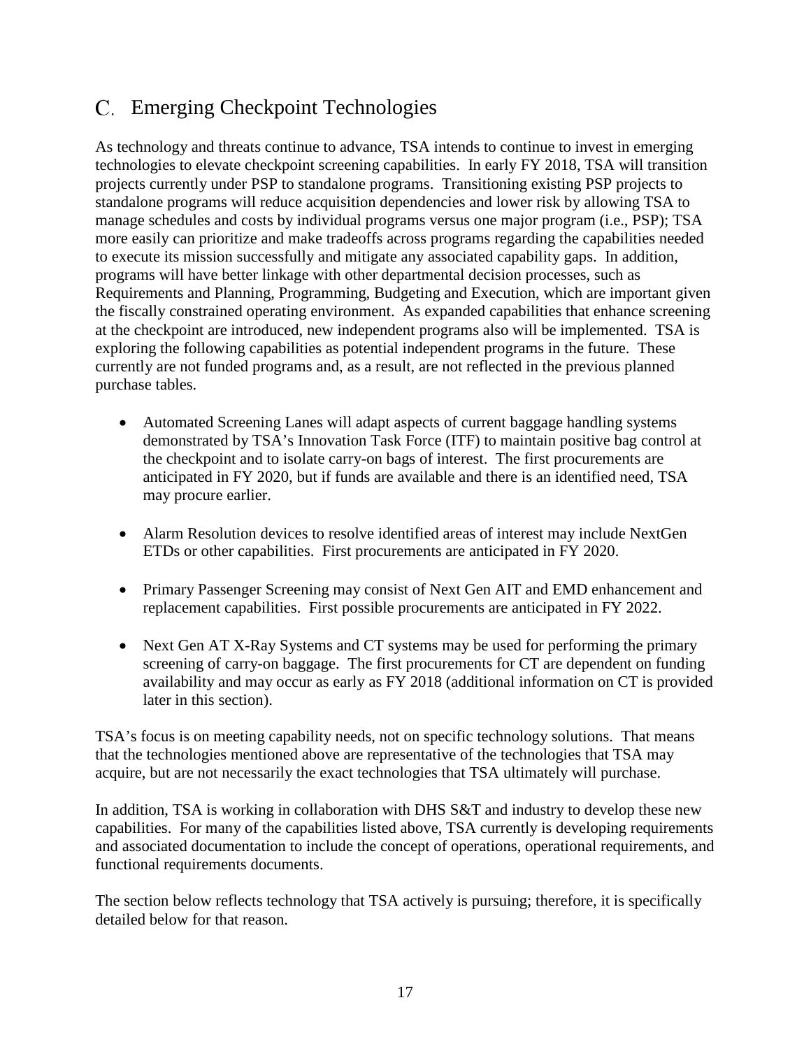## C. Emerging Checkpoint Technologies

As technology and threats continue to advance, TSA intends to continue to invest in emerging technologies to elevate checkpoint screening capabilities. In early FY 2018, TSA will transition projects currently under PSP to standalone programs. Transitioning existing PSP projects to standalone programs will reduce acquisition dependencies and lower risk by allowing TSA to manage schedules and costs by individual programs versus one major program (i.e., PSP); TSA more easily can prioritize and make tradeoffs across programs regarding the capabilities needed to execute its mission successfully and mitigate any associated capability gaps. In addition, programs will have better linkage with other departmental decision processes, such as Requirements and Planning, Programming, Budgeting and Execution, which are important given the fiscally constrained operating environment. As expanded capabilities that enhance screening at the checkpoint are introduced, new independent programs also will be implemented. TSA is exploring the following capabilities as potential independent programs in the future. These currently are not funded programs and, as a result, are not reflected in the previous planned purchase tables.

- Automated Screening Lanes will adapt aspects of current baggage handling systems demonstrated by TSA's Innovation Task Force (ITF) to maintain positive bag control at the checkpoint and to isolate carry-on bags of interest. The first procurements are anticipated in FY 2020, but if funds are available and there is an identified need, TSA may procure earlier.

- Alarm Resolution devices to resolve identified areas of interest may include NextGen ETDs or other capabilities. First procurements are anticipated in FY 2020.

- Primary Passenger Screening may consist of Next Gen AIT and EMD enhancement and replacement capabilities. First possible procurements are anticipated in FY 2022.

- Next Gen AT X-Ray Systems and CT systems may be used for performing the primary screening of carry-on baggage. The first procurements for CT are dependent on funding availability and may occur as early as FY 2018 (additional information on CT is provided later in this section).

TSA's focus is on meeting capability needs, not on specific technology solutions. That means that the technologies mentioned above are representative of the technologies that TSA may acquire, but are not necessarily the exact technologies that TSA ultimately will purchase.

In addition, TSA is working in collaboration with DHS S&T and industry to develop these new capabilities. For many of the capabilities listed above, TSA currently is developing requirements and associated documentation to include the concept of operations, operational requirements, and functional requirements documents.

The section below reflects technology that TSA actively is pursuing; therefore, it is specifically detailed below for that reason.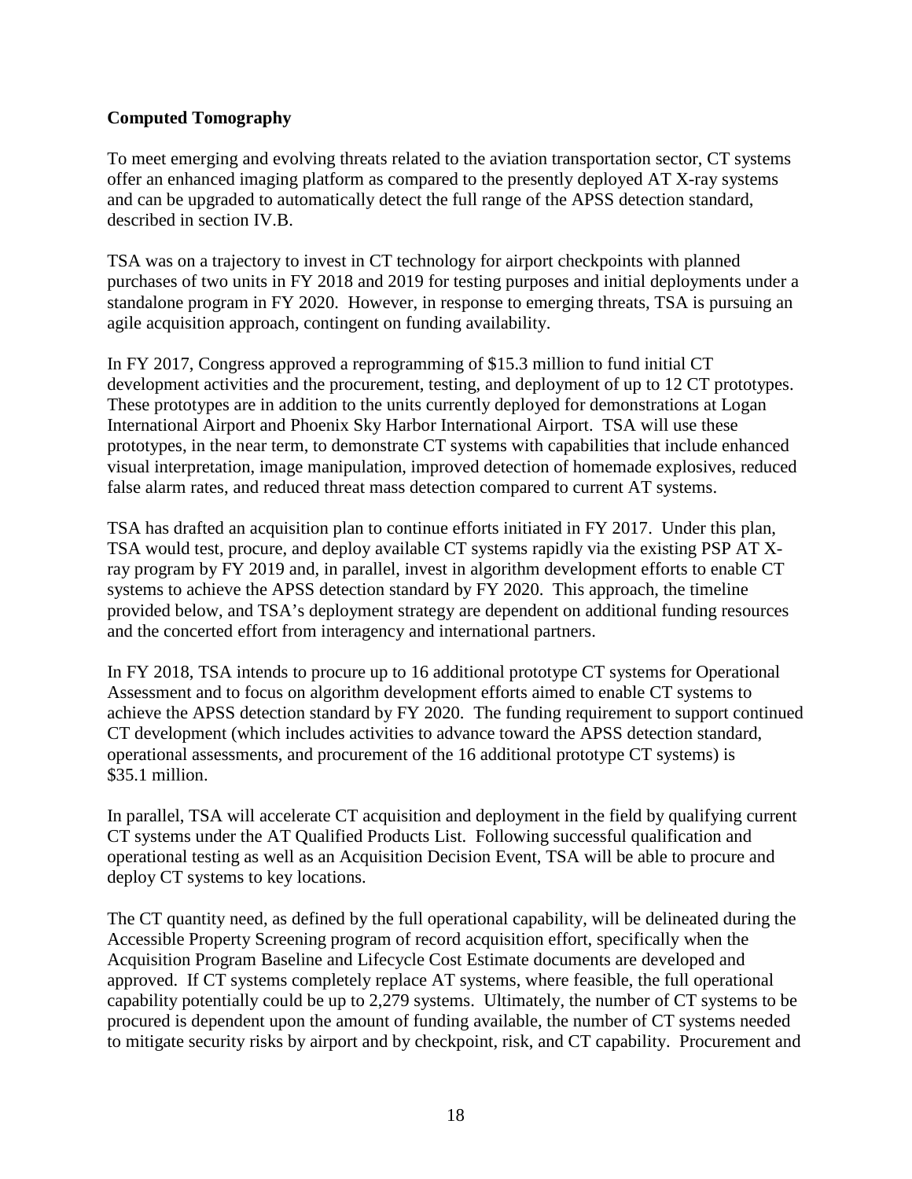**Computed Tomography**

To meet emerging and evolving threats related to the aviation transportation sector, CT systems offer an enhanced imaging platform as compared to the presently deployed AT X-ray systems and can be upgraded to automatically detect the full range of the APSS detection standard, described in section IV.B.

TSA was on a trajectory to invest in CT technology for airport checkpoints with planned purchases of two units in FY 2018 and 2019 for testing purposes and initial deployments under a standalone program in FY 2020. However, in response to emerging threats, TSA is pursuing an agile acquisition approach, contingent on funding availability.

In FY 2017, Congress approved a reprogramming of $15.3 million to fund initial CT development activities and the procurement, testing, and deployment of up to 12 CT prototypes. These prototypes are in addition to the units currently deployed for demonstrations at Logan International Airport and Phoenix Sky Harbor International Airport. TSA will use these prototypes, in the near term, to demonstrate CT systems with capabilities that include enhanced visual interpretation, image manipulation, improved detection of homemade explosives, reduced false alarm rates, and reduced threat mass detection compared to current AT systems.

TSA has drafted an acquisition plan to continue efforts initiated in FY 2017. Under this plan, TSA would test, procure, and deploy available CT systems rapidly via the existing PSP AT X-ray program by FY 2019 and, in parallel, invest in algorithm development efforts to enable CT systems to achieve the APSS detection standard by FY 2020. This approach, the timeline provided below, and TSA's deployment strategy are dependent on additional funding resources and the concerted effort from interagency and international partners.

In FY 2018, TSA intends to procure up to 16 additional prototype CT systems for Operational Assessment and to focus on algorithm development efforts aimed to enable CT systems to achieve the APSS detection standard by FY 2020. The funding requirement to support continued CT development (which includes activities to advance toward the APSS detection standard, operational assessments, and procurement of the 16 additional prototype CT systems) is $35.1 million.

In parallel, TSA will accelerate CT acquisition and deployment in the field by qualifying current CT systems under the AT Qualified Products List. Following successful qualification and operational testing as well as an Acquisition Decision Event, TSA will be able to procure and deploy CT systems to key locations.

The CT quantity need, as defined by the full operational capability, will be delineated during the Accessible Property Screening program of record acquisition effort, specifically when the Acquisition Program Baseline and Lifecycle Cost Estimate documents are developed and approved. If CT systems completely replace AT systems, where feasible, the full operational capability potentially could be up to 2,279 systems. Ultimately, the number of CT systems to be procured is dependent upon the amount of funding available, the number of CT systems needed to mitigate security risks by airport and by checkpoint, risk, and CT capability. Procurement and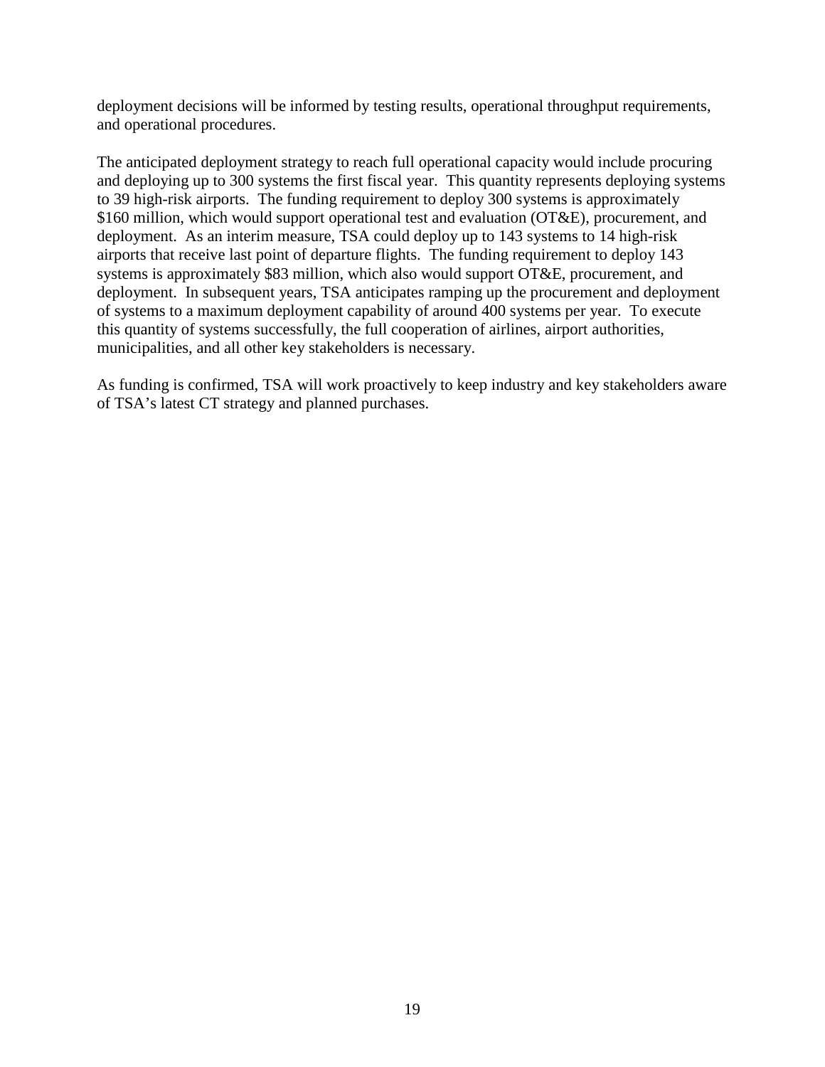deployment decisions will be informed by testing results, operational throughput requirements, and operational procedures.

The anticipated deployment strategy to reach full operational capacity would include procuring and deploying up to 300 systems the first fiscal year. This quantity represents deploying systems to 39 high-risk airports. The funding requirement to deploy 300 systems is approximately $160 million, which would support operational test and evaluation (OT&E), procurement, and deployment. As an interim measure, TSA could deploy up to 143 systems to 14 high-risk airports that receive last point of departure flights. The funding requirement to deploy 143 systems is approximately $83 million, which also would support OT&E, procurement, and deployment. In subsequent years, TSA anticipates ramping up the procurement and deployment of systems to a maximum deployment capability of around 400 systems per year. To execute this quantity of systems successfully, the full cooperation of airlines, airport authorities, municipalities, and all other key stakeholders is necessary.

As funding is confirmed, TSA will work proactively to keep industry and key stakeholders aware of TSA's latest CT strategy and planned purchases.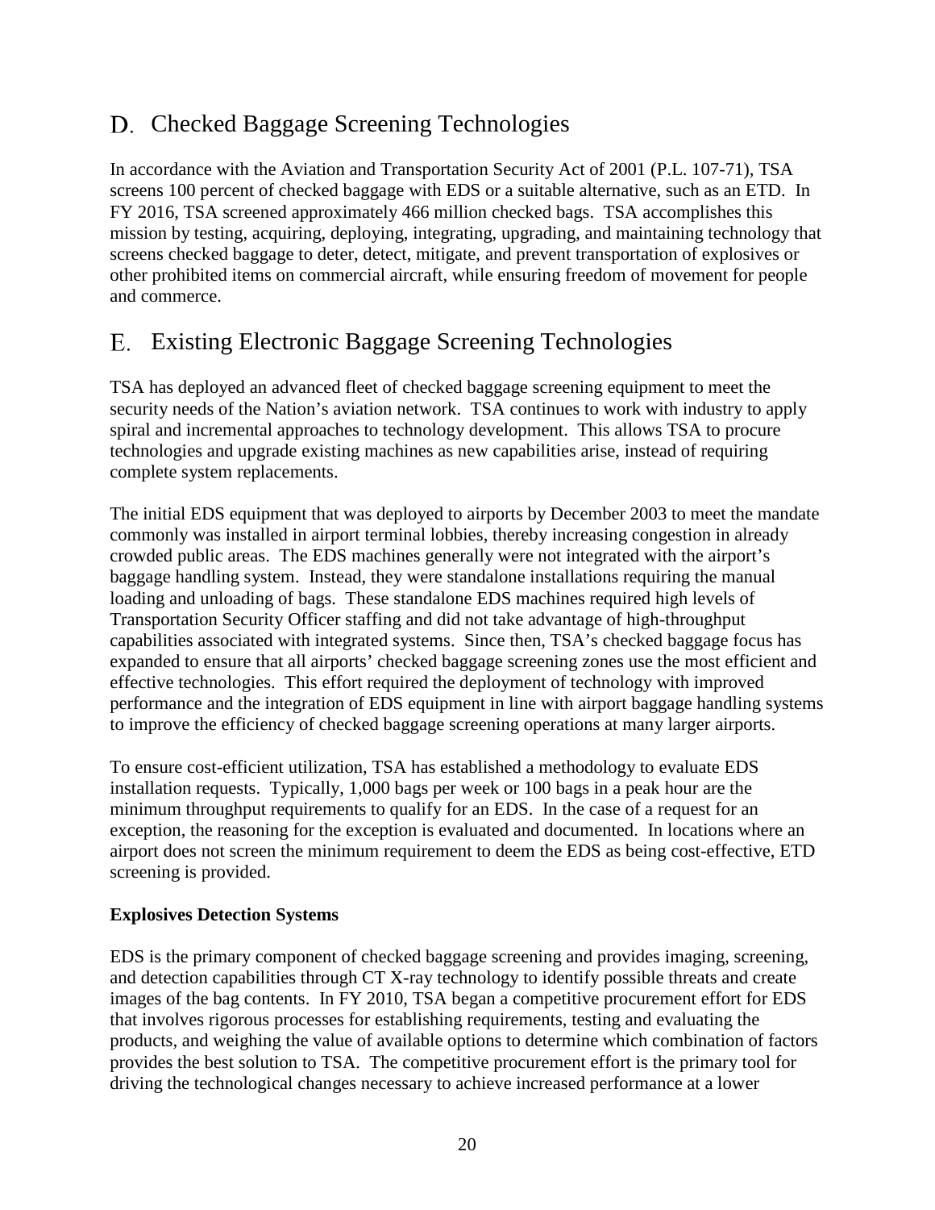## D. Checked Baggage Screening Technologies

In accordance with the Aviation and Transportation Security Act of 2001 (P.L. 107-71), TSA screens 100 percent of checked baggage with EDS or a suitable alternative, such as an ETD. In FY 2016, TSA screened approximately 466 million checked bags. TSA accomplishes this mission by testing, acquiring, deploying, integrating, upgrading, and maintaining technology that screens checked baggage to deter, detect, mitigate, and prevent transportation of explosives or other prohibited items on commercial aircraft, while ensuring freedom of movement for people and commerce.

## E. Existing Electronic Baggage Screening Technologies

TSA has deployed an advanced fleet of checked baggage screening equipment to meet the security needs of the Nation's aviation network. TSA continues to work with industry to apply spiral and incremental approaches to technology development. This allows TSA to procure technologies and upgrade existing machines as new capabilities arise, instead of requiring complete system replacements.

The initial EDS equipment that was deployed to airports by December 2003 to meet the mandate commonly was installed in airport terminal lobbies, thereby increasing congestion in already crowded public areas. The EDS machines generally were not integrated with the airport's baggage handling system. Instead, they were standalone installations requiring the manual loading and unloading of bags. These standalone EDS machines required high levels of Transportation Security Officer staffing and did not take advantage of high-throughput capabilities associated with integrated systems. Since then, TSA's checked baggage focus has expanded to ensure that all airports' checked baggage screening zones use the most efficient and effective technologies. This effort required the deployment of technology with improved performance and the integration of EDS equipment in line with airport baggage handling systems to improve the efficiency of checked baggage screening operations at many larger airports.

To ensure cost-efficient utilization, TSA has established a methodology to evaluate EDS installation requests. Typically, 1,000 bags per week or 100 bags in a peak hour are the minimum throughput requirements to qualify for an EDS. In the case of a request for an exception, the reasoning for the exception is evaluated and documented. In locations where an airport does not screen the minimum requirement to deem the EDS as being cost-effective, ETD screening is provided.

**Explosives Detection Systems**

EDS is the primary component of checked baggage screening and provides imaging, screening, and detection capabilities through CT X-ray technology to identify possible threats and create images of the bag contents. In FY 2010, TSA began a competitive procurement effort for EDS that involves rigorous processes for establishing requirements, testing and evaluating the products, and weighing the value of available options to determine which combination of factors provides the best solution to TSA. The competitive procurement effort is the primary tool for driving the technological changes necessary to achieve increased performance at a lower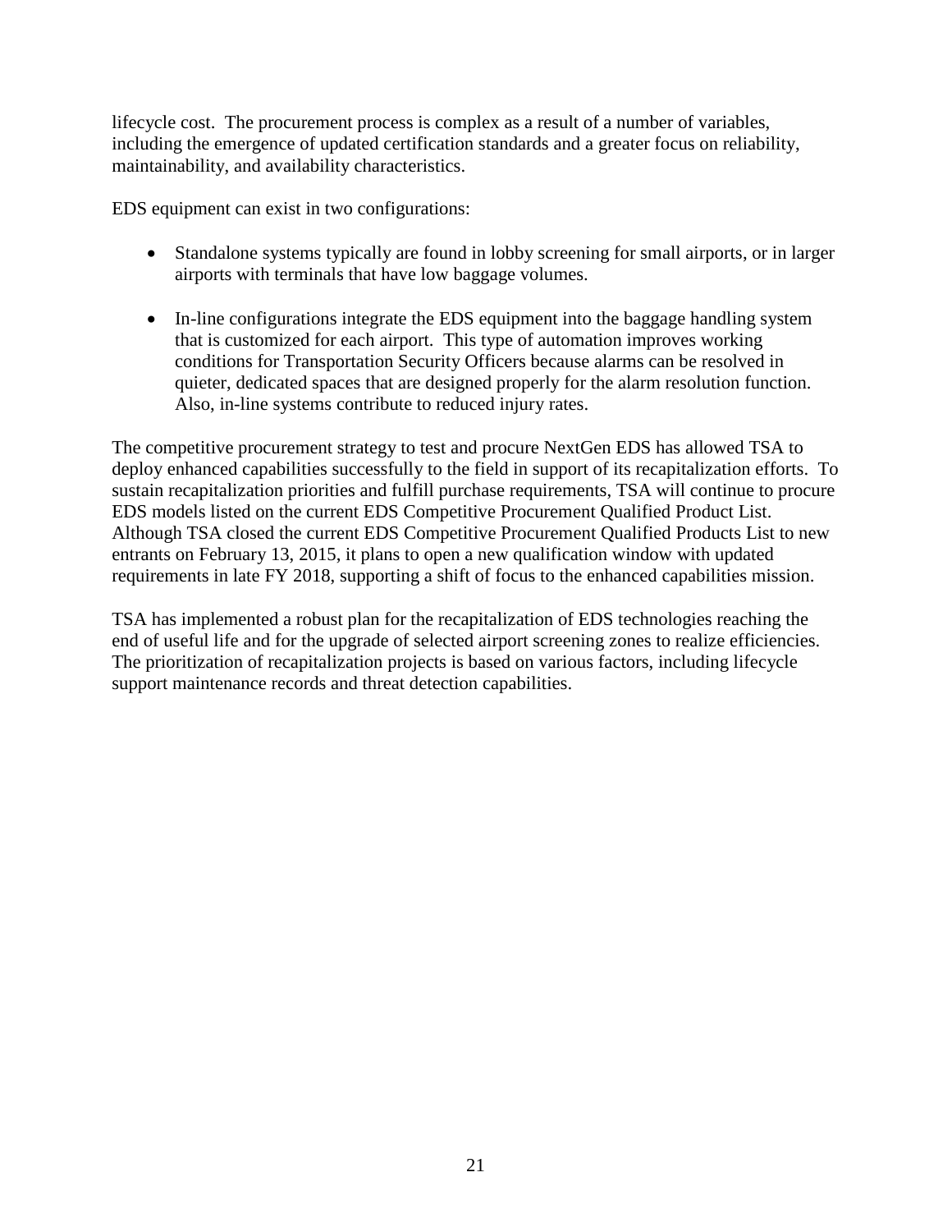lifecycle cost. The procurement process is complex as a result of a number of variables, including the emergence of updated certification standards and a greater focus on reliability, maintainability, and availability characteristics.

EDS equipment can exist in two configurations:

- Standalone systems typically are found in lobby screening for small airports, or in larger airports with terminals that have low baggage volumes.
- In-line configurations integrate the EDS equipment into the baggage handling system that is customized for each airport. This type of automation improves working conditions for Transportation Security Officers because alarms can be resolved in quieter, dedicated spaces that are designed properly for the alarm resolution function. Also, in-line systems contribute to reduced injury rates.

The competitive procurement strategy to test and procure NextGen EDS has allowed TSA to deploy enhanced capabilities successfully to the field in support of its recapitalization efforts. To sustain recapitalization priorities and fulfill purchase requirements, TSA will continue to procure EDS models listed on the current EDS Competitive Procurement Qualified Product List. Although TSA closed the current EDS Competitive Procurement Qualified Products List to new entrants on February 13, 2015, it plans to open a new qualification window with updated requirements in late FY 2018, supporting a shift of focus to the enhanced capabilities mission.

TSA has implemented a robust plan for the recapitalization of EDS technologies reaching the end of useful life and for the upgrade of selected airport screening zones to realize efficiencies. The prioritization of recapitalization projects is based on various factors, including lifecycle support maintenance records and threat detection capabilities.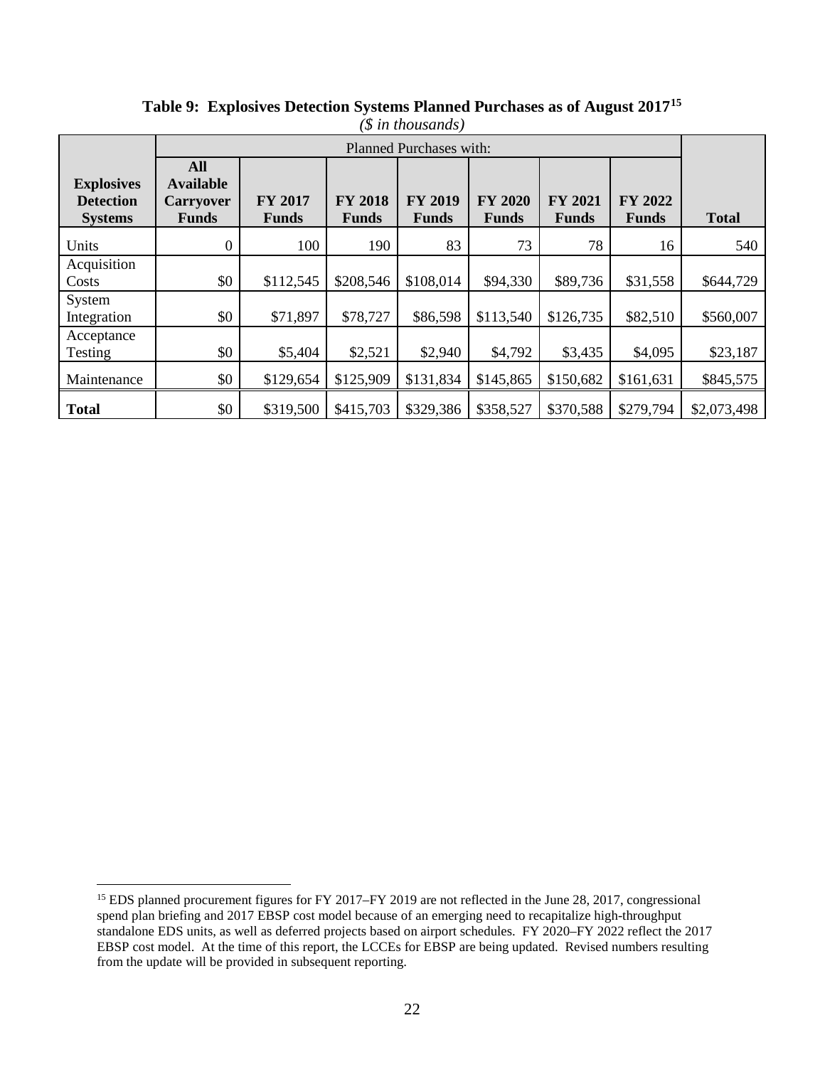**Table 9: Explosives Detection Systems Planned Purchases as of August 2017[15]**
*($ in thousands)*

| Explosives Detection Systems | Planned Purchases with: | | | | | | | Total |
|---|---|---|---|---|---|---|---|---|
| | All Available Carryover Funds | FY 2017 Funds | FY 2018 Funds | FY 2019 Funds | FY 2020 Funds | FY 2021 Funds | FY 2022 Funds | |
| Units | 0 | 100 | 190 | 83 | 73 | 78 | 16 | 540 |
| Acquisition Costs | $0 | $112,545 | $208,546 | $108,014 | $94,330 | $89,736 | $31,558 | $644,729 |
| System Integration | $0 | $71,897 | $78,727 | $86,598 | $113,540 | $126,735 | $82,510 | $560,007 |
| Acceptance Testing | $0 | $5,404 | $2,521 | $2,940 | $4,792 | $3,435 | $4,095 | $23,187 |
| Maintenance | $0 | $129,654 | $125,909 | $131,834 | $145,865 | $150,682 | $161,631 | $845,575 |
| **Total** | $0 | $319,500 | $415,703 | $329,386 | $358,527 | $370,588 | $279,794 | $2,073,498 |

[15] EDS planned procurement figures for FY 2017–FY 2019 are not reflected in the June 28, 2017, congressional spend plan briefing and 2017 EBSP cost model because of an emerging need to recapitalize high-throughput standalone EDS units, as well as deferred projects based on airport schedules. FY 2020–FY 2022 reflect the 2017 EBSP cost model. At the time of this report, the LCCEs for EBSP are being updated. Revised numbers resulting from the update will be provided in subsequent reporting.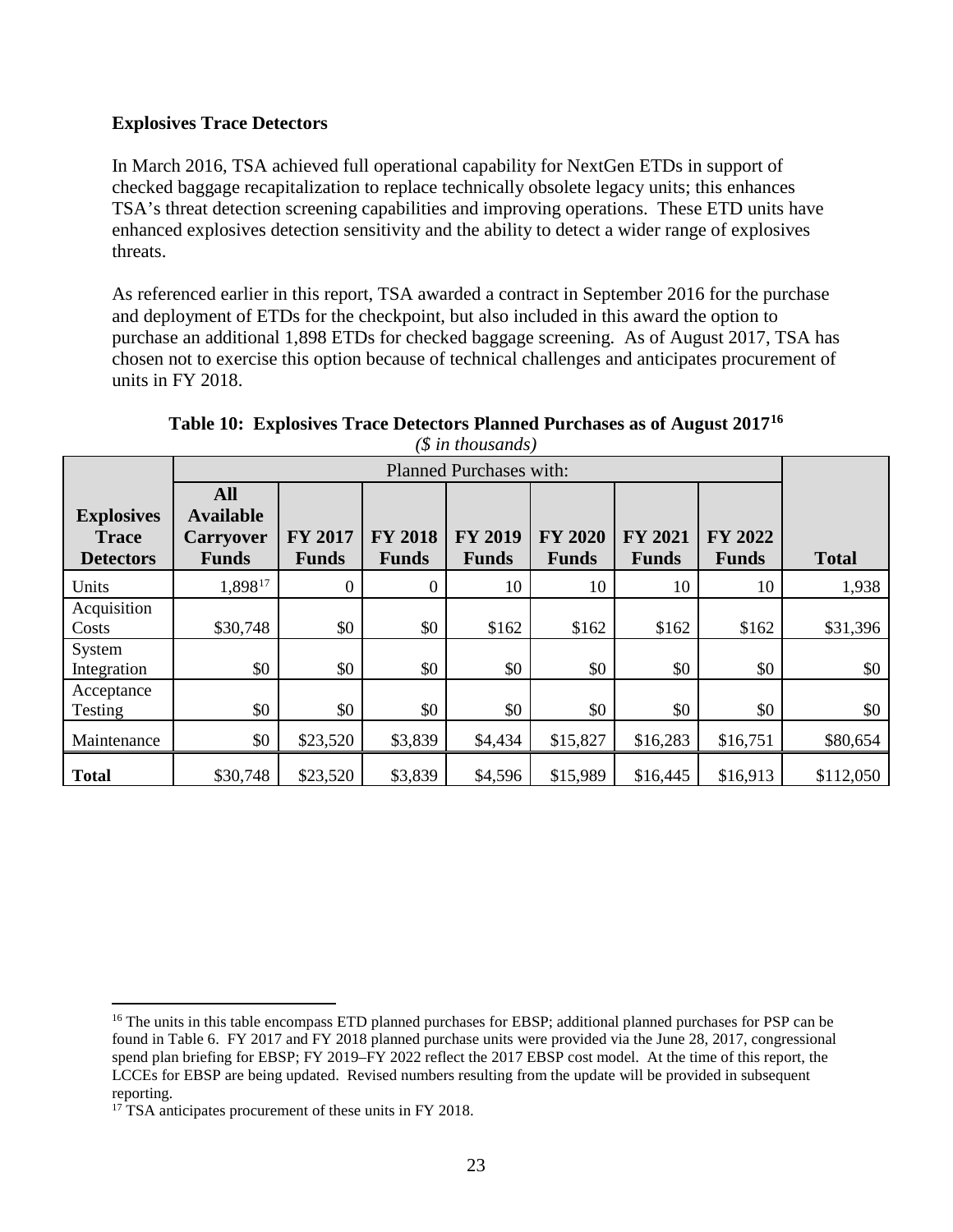**Explosives Trace Detectors**

In March 2016, TSA achieved full operational capability for NextGen ETDs in support of checked baggage recapitalization to replace technically obsolete legacy units; this enhances TSA's threat detection screening capabilities and improving operations. These ETD units have enhanced explosives detection sensitivity and the ability to detect a wider range of explosives threats.

As referenced earlier in this report, TSA awarded a contract in September 2016 for the purchase and deployment of ETDs for the checkpoint, but also included in this award the option to purchase an additional 1,898 ETDs for checked baggage screening. As of August 2017, TSA has chosen not to exercise this option because of technical challenges and anticipates procurement of units in FY 2018.

**Table 10: Explosives Trace Detectors Planned Purchases as of August 2017[16]**
*($ in thousands)*

| | Planned Purchases with: | | | | | | | |
|---|---|---|---|---|---|---|---|---|
| **Explosives Trace Detectors** | **All Available Carryover Funds** | **FY 2017 Funds** | **FY 2018 Funds** | **FY 2019 Funds** | **FY 2020 Funds** | **FY 2021 Funds** | **FY 2022 Funds** | **Total** |
| Units | 1,898[17] | 0 | 0 | 10 | 10 | 10 | 10 | 1,938 |
| Acquisition Costs | $30,748 | $0 | $0 | $162 | $162 | $162 | $162 | $31,396 |
| System Integration | $0 | $0 | $0 | $0 | $0 | $0 | $0 | $0 |
| Acceptance Testing | $0 | $0 | $0 | $0 | $0 | $0 | $0 | $0 |
| Maintenance | $0 | $23,520 | $3,839 | $4,434 | $15,827 | $16,283 | $16,751 | $80,654 |
| **Total** | $30,748 | $23,520 | $3,839 | $4,596 | $15,989 | $16,445 | $16,913 | $112,050 |

[16] The units in this table encompass ETD planned purchases for EBSP; additional planned purchases for PSP can be found in Table 6. FY 2017 and FY 2018 planned purchase units were provided via the June 28, 2017, congressional spend plan briefing for EBSP; FY 2019–FY 2022 reflect the 2017 EBSP cost model. At the time of this report, the LCCEs for EBSP are being updated. Revised numbers resulting from the update will be provided in subsequent reporting.

[17] TSA anticipates procurement of these units in FY 2018.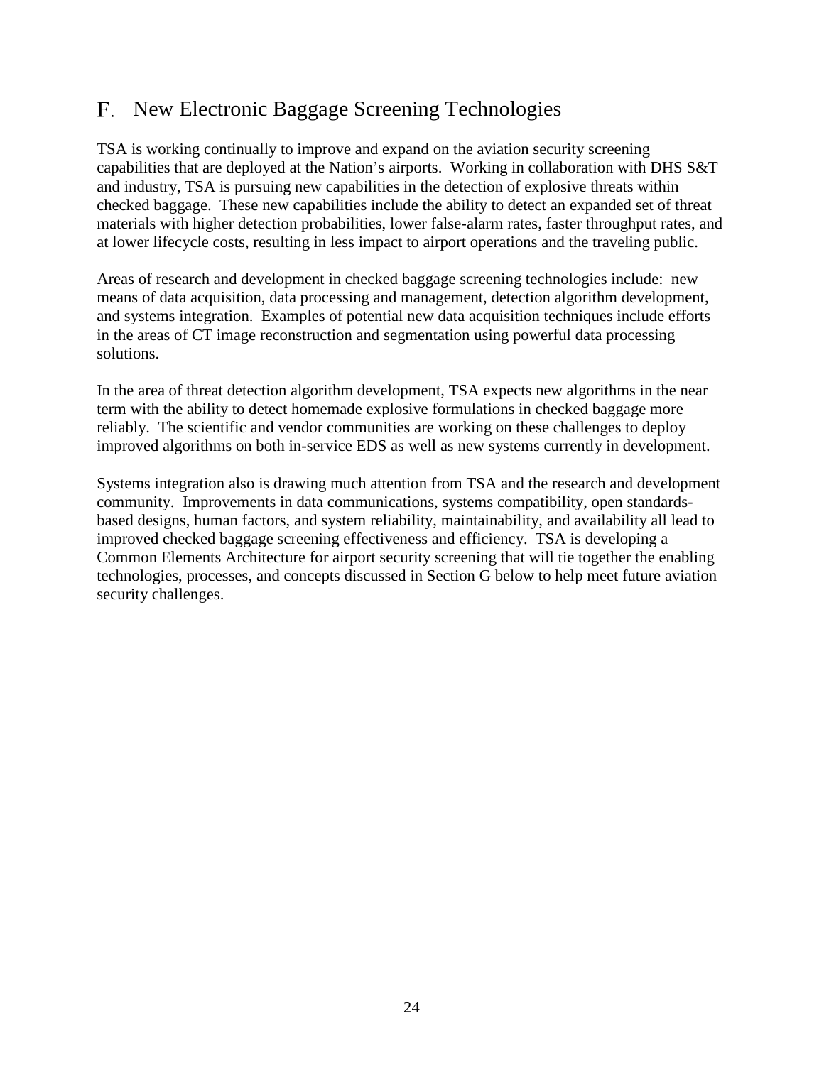## F. New Electronic Baggage Screening Technologies

TSA is working continually to improve and expand on the aviation security screening capabilities that are deployed at the Nation's airports. Working in collaboration with DHS S&T and industry, TSA is pursuing new capabilities in the detection of explosive threats within checked baggage. These new capabilities include the ability to detect an expanded set of threat materials with higher detection probabilities, lower false-alarm rates, faster throughput rates, and at lower lifecycle costs, resulting in less impact to airport operations and the traveling public.

Areas of research and development in checked baggage screening technologies include: new means of data acquisition, data processing and management, detection algorithm development, and systems integration. Examples of potential new data acquisition techniques include efforts in the areas of CT image reconstruction and segmentation using powerful data processing solutions.

In the area of threat detection algorithm development, TSA expects new algorithms in the near term with the ability to detect homemade explosive formulations in checked baggage more reliably. The scientific and vendor communities are working on these challenges to deploy improved algorithms on both in-service EDS as well as new systems currently in development.

Systems integration also is drawing much attention from TSA and the research and development community. Improvements in data communications, systems compatibility, open standards-based designs, human factors, and system reliability, maintainability, and availability all lead to improved checked baggage screening effectiveness and efficiency. TSA is developing a Common Elements Architecture for airport security screening that will tie together the enabling technologies, processes, and concepts discussed in Section G below to help meet future aviation security challenges.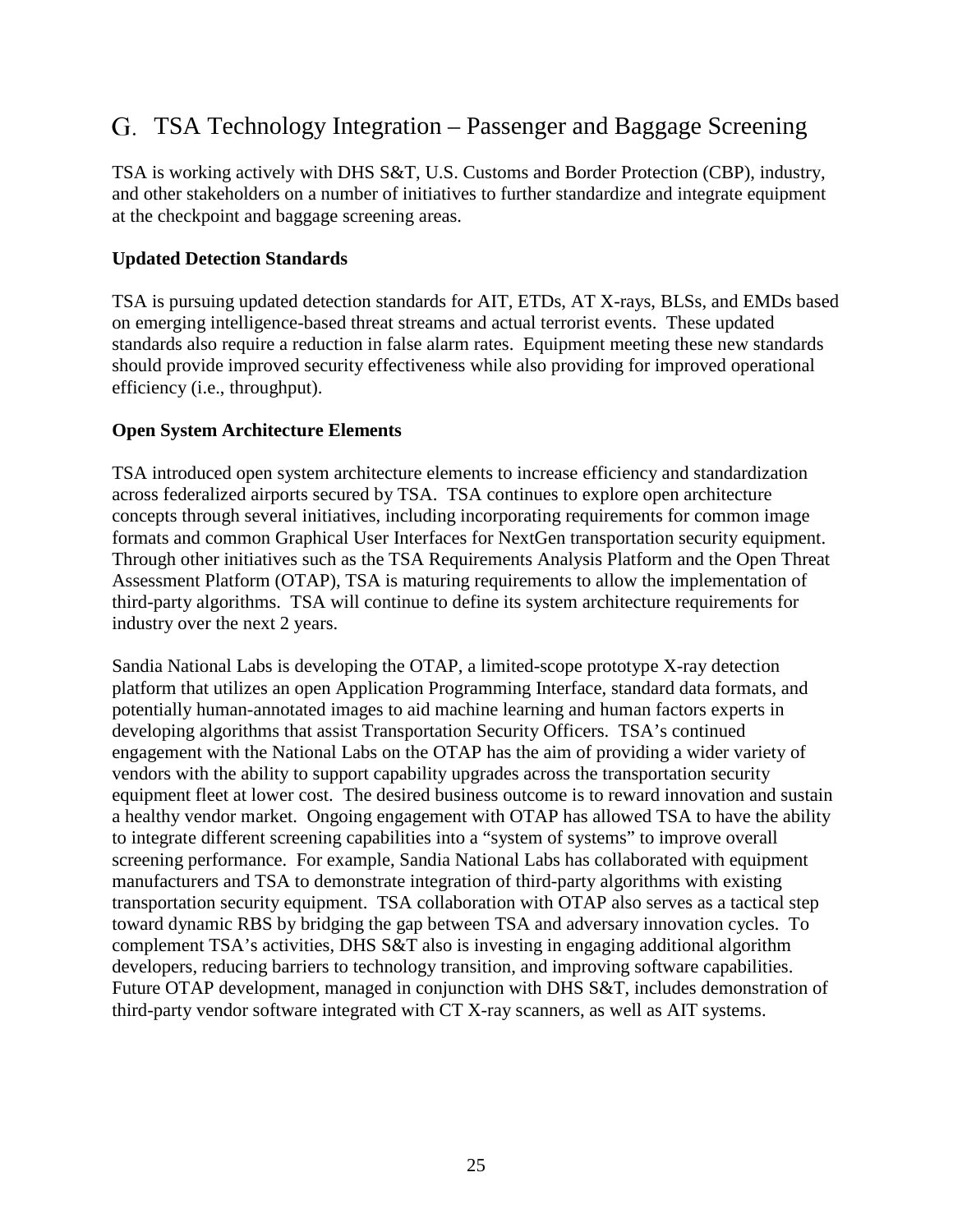## G. TSA Technology Integration – Passenger and Baggage Screening

TSA is working actively with DHS S&T, U.S. Customs and Border Protection (CBP), industry, and other stakeholders on a number of initiatives to further standardize and integrate equipment at the checkpoint and baggage screening areas.

**Updated Detection Standards**

TSA is pursuing updated detection standards for AIT, ETDs, AT X-rays, BLSs, and EMDs based on emerging intelligence-based threat streams and actual terrorist events. These updated standards also require a reduction in false alarm rates. Equipment meeting these new standards should provide improved security effectiveness while also providing for improved operational efficiency (i.e., throughput).

**Open System Architecture Elements**

TSA introduced open system architecture elements to increase efficiency and standardization across federalized airports secured by TSA. TSA continues to explore open architecture concepts through several initiatives, including incorporating requirements for common image formats and common Graphical User Interfaces for NextGen transportation security equipment. Through other initiatives such as the TSA Requirements Analysis Platform and the Open Threat Assessment Platform (OTAP), TSA is maturing requirements to allow the implementation of third-party algorithms. TSA will continue to define its system architecture requirements for industry over the next 2 years.

Sandia National Labs is developing the OTAP, a limited-scope prototype X-ray detection platform that utilizes an open Application Programming Interface, standard data formats, and potentially human-annotated images to aid machine learning and human factors experts in developing algorithms that assist Transportation Security Officers. TSA's continued engagement with the National Labs on the OTAP has the aim of providing a wider variety of vendors with the ability to support capability upgrades across the transportation security equipment fleet at lower cost. The desired business outcome is to reward innovation and sustain a healthy vendor market. Ongoing engagement with OTAP has allowed TSA to have the ability to integrate different screening capabilities into a "system of systems" to improve overall screening performance. For example, Sandia National Labs has collaborated with equipment manufacturers and TSA to demonstrate integration of third-party algorithms with existing transportation security equipment. TSA collaboration with OTAP also serves as a tactical step toward dynamic RBS by bridging the gap between TSA and adversary innovation cycles. To complement TSA's activities, DHS S&T also is investing in engaging additional algorithm developers, reducing barriers to technology transition, and improving software capabilities. Future OTAP development, managed in conjunction with DHS S&T, includes demonstration of third-party vendor software integrated with CT X-ray scanners, as well as AIT systems.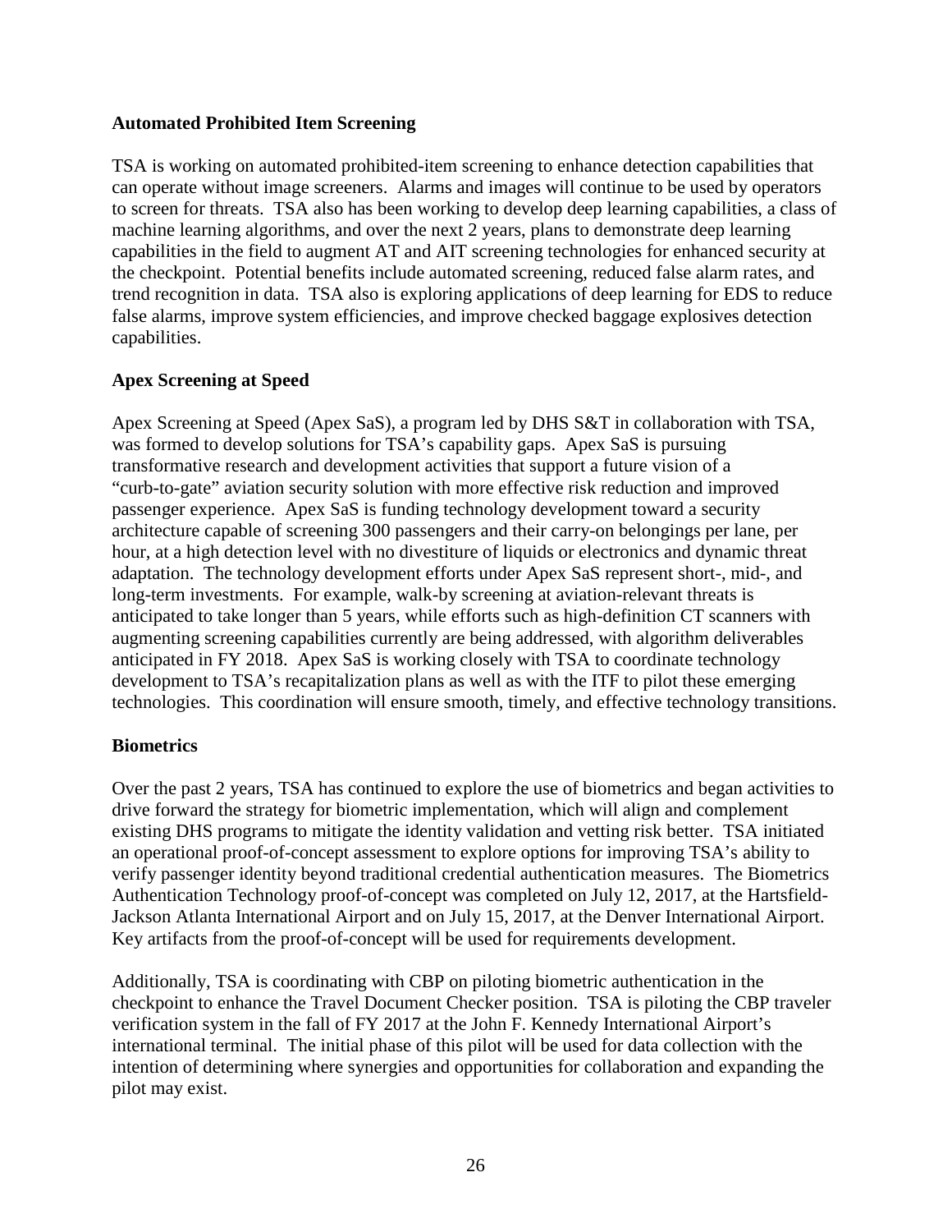**Automated Prohibited Item Screening**

TSA is working on automated prohibited-item screening to enhance detection capabilities that can operate without image screeners. Alarms and images will continue to be used by operators to screen for threats. TSA also has been working to develop deep learning capabilities, a class of machine learning algorithms, and over the next 2 years, plans to demonstrate deep learning capabilities in the field to augment AT and AIT screening technologies for enhanced security at the checkpoint. Potential benefits include automated screening, reduced false alarm rates, and trend recognition in data. TSA also is exploring applications of deep learning for EDS to reduce false alarms, improve system efficiencies, and improve checked baggage explosives detection capabilities.

**Apex Screening at Speed**

Apex Screening at Speed (Apex SaS), a program led by DHS S&T in collaboration with TSA, was formed to develop solutions for TSA's capability gaps. Apex SaS is pursuing transformative research and development activities that support a future vision of a "curb-to-gate" aviation security solution with more effective risk reduction and improved passenger experience. Apex SaS is funding technology development toward a security architecture capable of screening 300 passengers and their carry-on belongings per lane, per hour, at a high detection level with no divestiture of liquids or electronics and dynamic threat adaptation. The technology development efforts under Apex SaS represent short-, mid-, and long-term investments. For example, walk-by screening at aviation-relevant threats is anticipated to take longer than 5 years, while efforts such as high-definition CT scanners with augmenting screening capabilities currently are being addressed, with algorithm deliverables anticipated in FY 2018. Apex SaS is working closely with TSA to coordinate technology development to TSA's recapitalization plans as well as with the ITF to pilot these emerging technologies. This coordination will ensure smooth, timely, and effective technology transitions.

**Biometrics**

Over the past 2 years, TSA has continued to explore the use of biometrics and began activities to drive forward the strategy for biometric implementation, which will align and complement existing DHS programs to mitigate the identity validation and vetting risk better. TSA initiated an operational proof-of-concept assessment to explore options for improving TSA's ability to verify passenger identity beyond traditional credential authentication measures. The Biometrics Authentication Technology proof-of-concept was completed on July 12, 2017, at the Hartsfield-Jackson Atlanta International Airport and on July 15, 2017, at the Denver International Airport. Key artifacts from the proof-of-concept will be used for requirements development.

Additionally, TSA is coordinating with CBP on piloting biometric authentication in the checkpoint to enhance the Travel Document Checker position. TSA is piloting the CBP traveler verification system in the fall of FY 2017 at the John F. Kennedy International Airport's international terminal. The initial phase of this pilot will be used for data collection with the intention of determining where synergies and opportunities for collaboration and expanding the pilot may exist.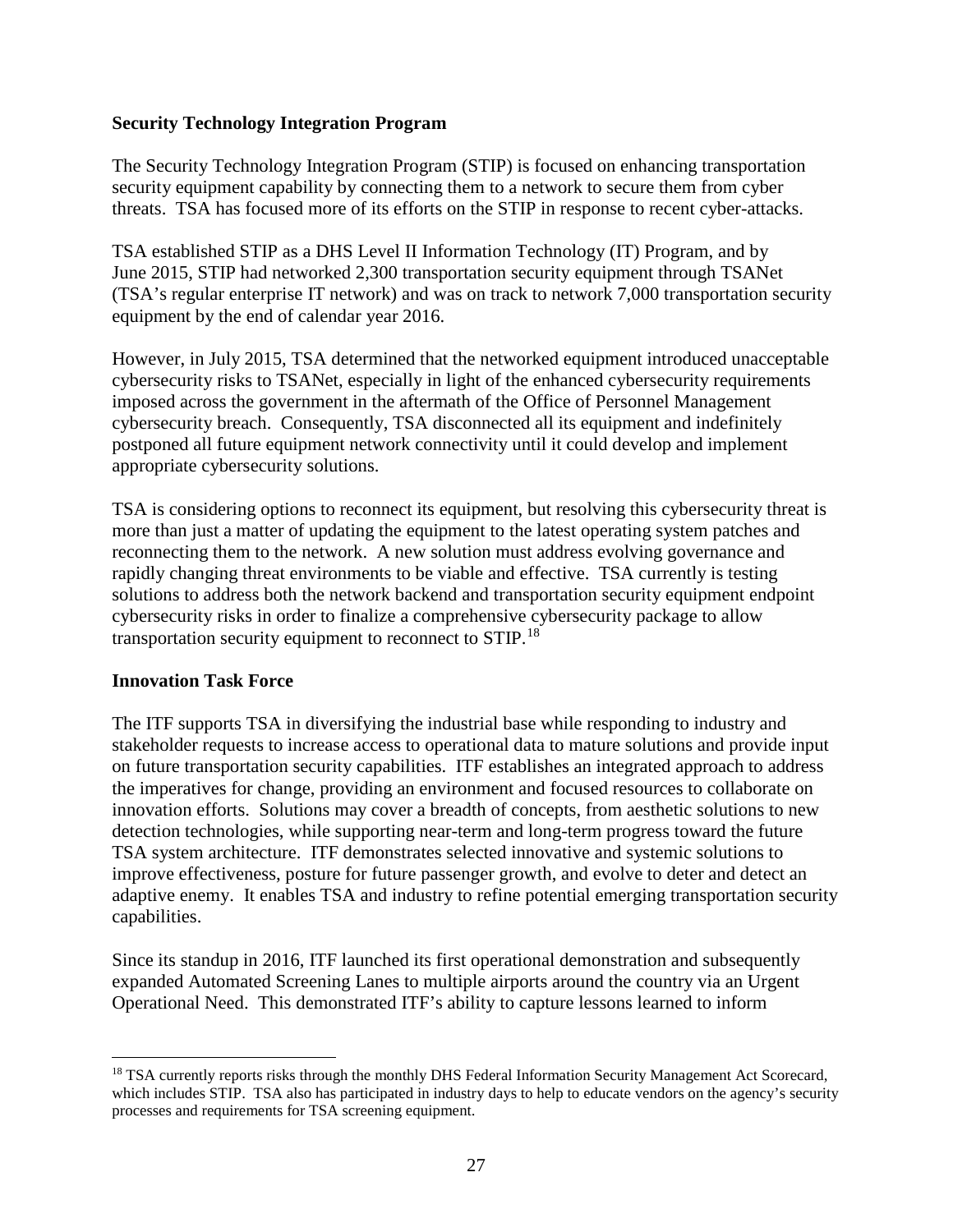**Security Technology Integration Program**

The Security Technology Integration Program (STIP) is focused on enhancing transportation security equipment capability by connecting them to a network to secure them from cyber threats. TSA has focused more of its efforts on the STIP in response to recent cyber-attacks.

TSA established STIP as a DHS Level II Information Technology (IT) Program, and by June 2015, STIP had networked 2,300 transportation security equipment through TSANet (TSA's regular enterprise IT network) and was on track to network 7,000 transportation security equipment by the end of calendar year 2016.

However, in July 2015, TSA determined that the networked equipment introduced unacceptable cybersecurity risks to TSANet, especially in light of the enhanced cybersecurity requirements imposed across the government in the aftermath of the Office of Personnel Management cybersecurity breach. Consequently, TSA disconnected all its equipment and indefinitely postponed all future equipment network connectivity until it could develop and implement appropriate cybersecurity solutions.

TSA is considering options to reconnect its equipment, but resolving this cybersecurity threat is more than just a matter of updating the equipment to the latest operating system patches and reconnecting them to the network. A new solution must address evolving governance and rapidly changing threat environments to be viable and effective. TSA currently is testing solutions to address both the network backend and transportation security equipment endpoint cybersecurity risks in order to finalize a comprehensive cybersecurity package to allow transportation security equipment to reconnect to STIP.[18]

**Innovation Task Force**

The ITF supports TSA in diversifying the industrial base while responding to industry and stakeholder requests to increase access to operational data to mature solutions and provide input on future transportation security capabilities. ITF establishes an integrated approach to address the imperatives for change, providing an environment and focused resources to collaborate on innovation efforts. Solutions may cover a breadth of concepts, from aesthetic solutions to new detection technologies, while supporting near-term and long-term progress toward the future TSA system architecture. ITF demonstrates selected innovative and systemic solutions to improve effectiveness, posture for future passenger growth, and evolve to deter and detect an adaptive enemy. It enables TSA and industry to refine potential emerging transportation security capabilities.

Since its standup in 2016, ITF launched its first operational demonstration and subsequently expanded Automated Screening Lanes to multiple airports around the country via an Urgent Operational Need. This demonstrated ITF's ability to capture lessons learned to inform

---

[18] TSA currently reports risks through the monthly DHS Federal Information Security Management Act Scorecard, which includes STIP. TSA also has participated in industry days to help to educate vendors on the agency's security processes and requirements for TSA screening equipment.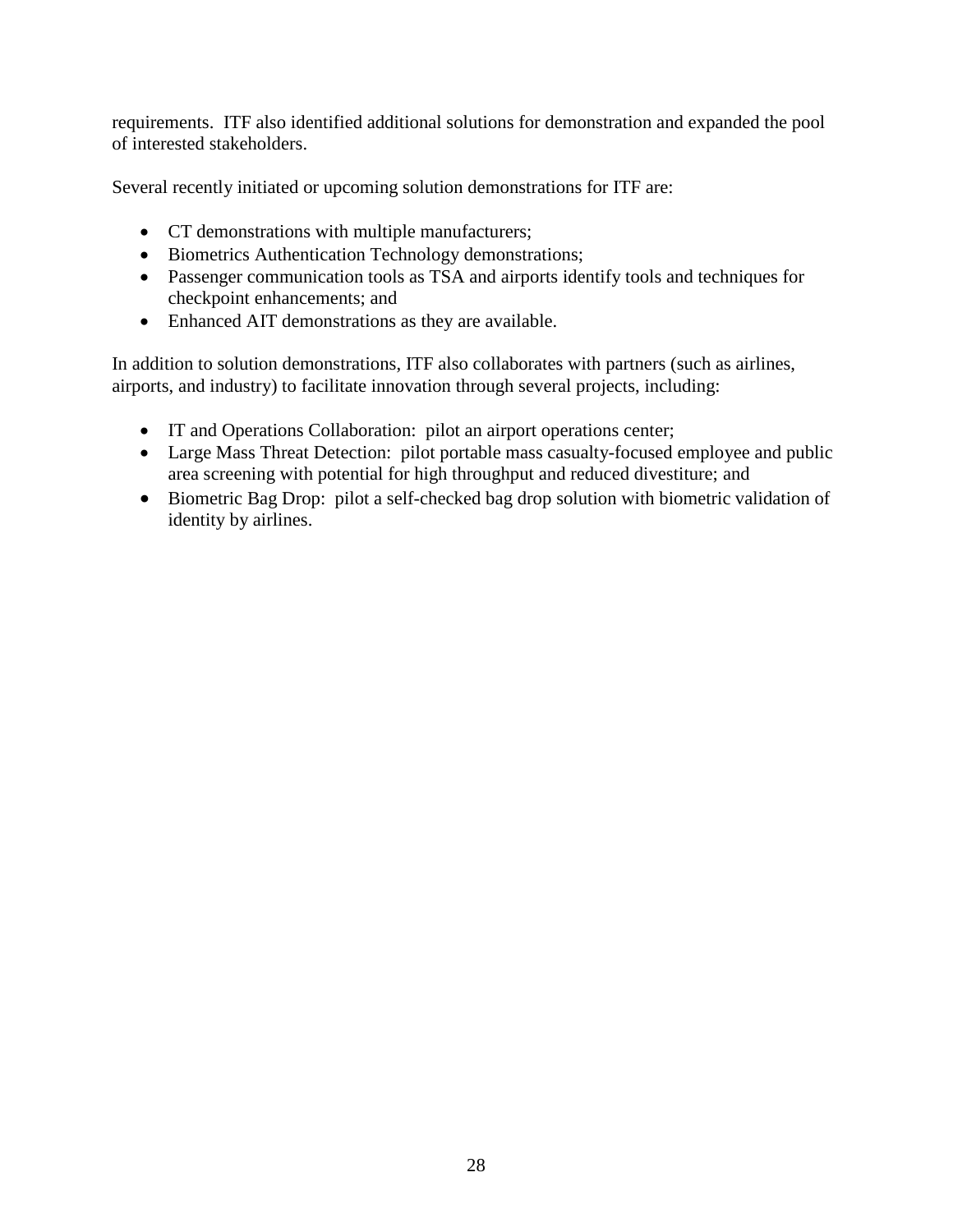requirements. ITF also identified additional solutions for demonstration and expanded the pool of interested stakeholders.

Several recently initiated or upcoming solution demonstrations for ITF are:

- CT demonstrations with multiple manufacturers;
- Biometrics Authentication Technology demonstrations;
- Passenger communication tools as TSA and airports identify tools and techniques for checkpoint enhancements; and
- Enhanced AIT demonstrations as they are available.

In addition to solution demonstrations, ITF also collaborates with partners (such as airlines, airports, and industry) to facilitate innovation through several projects, including:

- IT and Operations Collaboration: pilot an airport operations center;
- Large Mass Threat Detection: pilot portable mass casualty-focused employee and public area screening with potential for high throughput and reduced divestiture; and
- Biometric Bag Drop: pilot a self-checked bag drop solution with biometric validation of identity by airlines.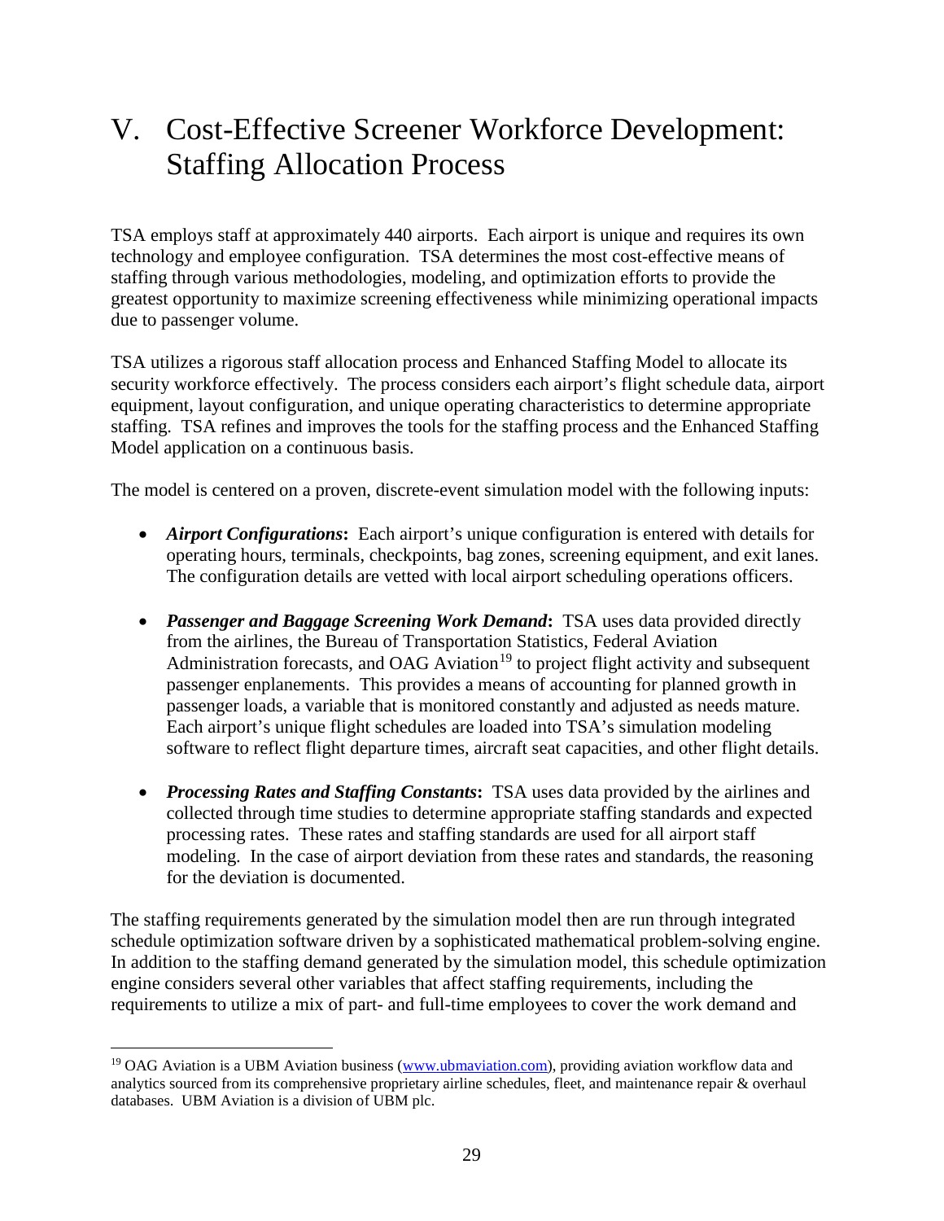# V. Cost-Effective Screener Workforce Development: Staffing Allocation Process

TSA employs staff at approximately 440 airports. Each airport is unique and requires its own technology and employee configuration. TSA determines the most cost-effective means of staffing through various methodologies, modeling, and optimization efforts to provide the greatest opportunity to maximize screening effectiveness while minimizing operational impacts due to passenger volume.

TSA utilizes a rigorous staff allocation process and Enhanced Staffing Model to allocate its security workforce effectively. The process considers each airport's flight schedule data, airport equipment, layout configuration, and unique operating characteristics to determine appropriate staffing. TSA refines and improves the tools for the staffing process and the Enhanced Staffing Model application on a continuous basis.

The model is centered on a proven, discrete-event simulation model with the following inputs:

- ***Airport Configurations*****:** Each airport's unique configuration is entered with details for operating hours, terminals, checkpoints, bag zones, screening equipment, and exit lanes. The configuration details are vetted with local airport scheduling operations officers.

- ***Passenger and Baggage Screening Work Demand*****:** TSA uses data provided directly from the airlines, the Bureau of Transportation Statistics, Federal Aviation Administration forecasts, and OAG Aviation[19] to project flight activity and subsequent passenger enplanements. This provides a means of accounting for planned growth in passenger loads, a variable that is monitored constantly and adjusted as needs mature. Each airport's unique flight schedules are loaded into TSA's simulation modeling software to reflect flight departure times, aircraft seat capacities, and other flight details.

- ***Processing Rates and Staffing Constants*****:** TSA uses data provided by the airlines and collected through time studies to determine appropriate staffing standards and expected processing rates. These rates and staffing standards are used for all airport staff modeling. In the case of airport deviation from these rates and standards, the reasoning for the deviation is documented.

The staffing requirements generated by the simulation model then are run through integrated schedule optimization software driven by a sophisticated mathematical problem-solving engine. In addition to the staffing demand generated by the simulation model, this schedule optimization engine considers several other variables that affect staffing requirements, including the requirements to utilize a mix of part- and full-time employees to cover the work demand and

---

[19] OAG Aviation is a UBM Aviation business (www.ubmaviation.com), providing aviation workflow data and analytics sourced from its comprehensive proprietary airline schedules, fleet, and maintenance repair & overhaul databases. UBM Aviation is a division of UBM plc.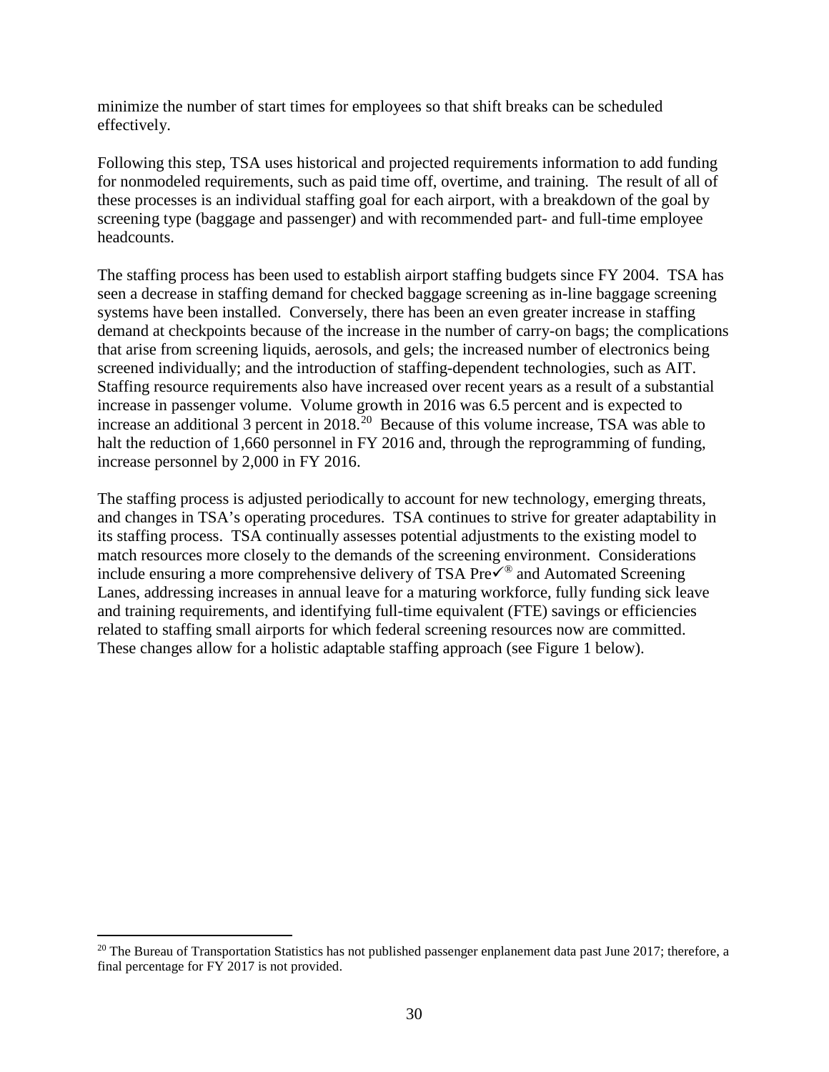minimize the number of start times for employees so that shift breaks can be scheduled effectively.

Following this step, TSA uses historical and projected requirements information to add funding for nonmodeled requirements, such as paid time off, overtime, and training. The result of all of these processes is an individual staffing goal for each airport, with a breakdown of the goal by screening type (baggage and passenger) and with recommended part- and full-time employee headcounts.

The staffing process has been used to establish airport staffing budgets since FY 2004. TSA has seen a decrease in staffing demand for checked baggage screening as in-line baggage screening systems have been installed. Conversely, there has been an even greater increase in staffing demand at checkpoints because of the increase in the number of carry-on bags; the complications that arise from screening liquids, aerosols, and gels; the increased number of electronics being screened individually; and the introduction of staffing-dependent technologies, such as AIT. Staffing resource requirements also have increased over recent years as a result of a substantial increase in passenger volume. Volume growth in 2016 was 6.5 percent and is expected to increase an additional 3 percent in 2018.[20] Because of this volume increase, TSA was able to halt the reduction of 1,660 personnel in FY 2016 and, through the reprogramming of funding, increase personnel by 2,000 in FY 2016.

The staffing process is adjusted periodically to account for new technology, emerging threats, and changes in TSA's operating procedures. TSA continues to strive for greater adaptability in its staffing process. TSA continually assesses potential adjustments to the existing model to match resources more closely to the demands of the screening environment. Considerations include ensuring a more comprehensive delivery of TSA Pre✓® and Automated Screening Lanes, addressing increases in annual leave for a maturing workforce, fully funding sick leave and training requirements, and identifying full-time equivalent (FTE) savings or efficiencies related to staffing small airports for which federal screening resources now are committed. These changes allow for a holistic adaptable staffing approach (see Figure 1 below).

[20] The Bureau of Transportation Statistics has not published passenger enplanement data past June 2017; therefore, a final percentage for FY 2017 is not provided.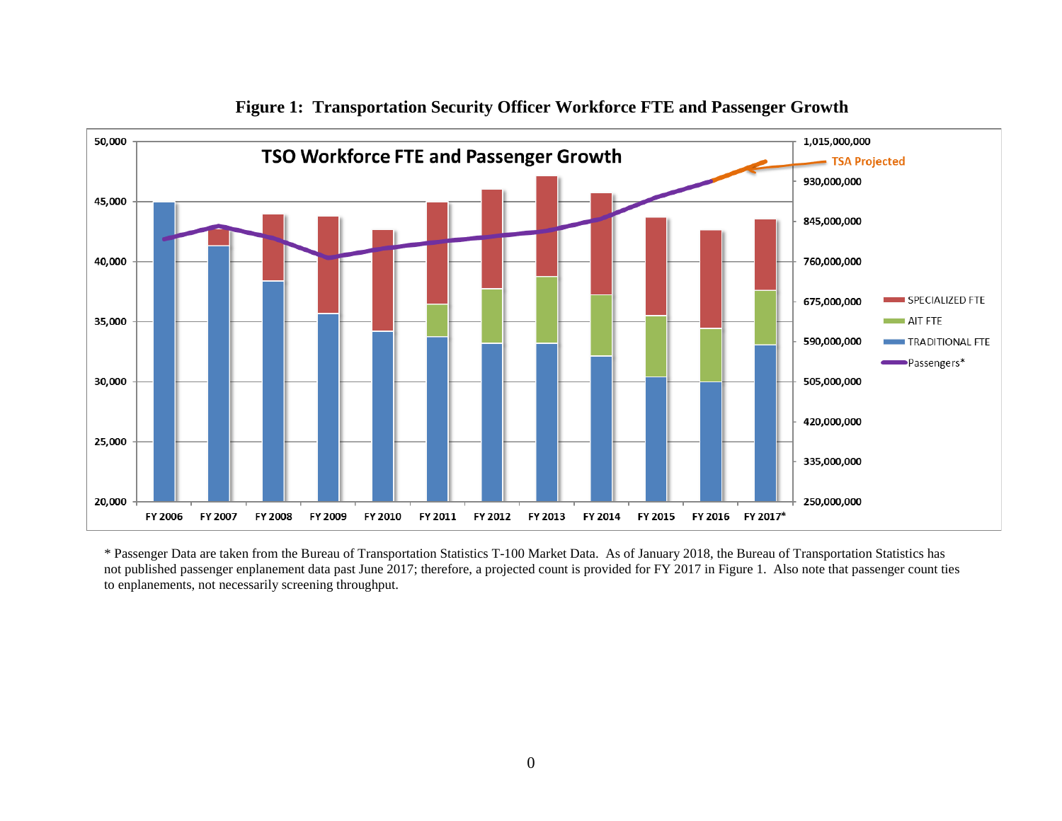**Figure 1: Transportation Security Officer Workforce FTE and Passenger Growth**

\* Passenger Data are taken from the Bureau of Transportation Statistics T-100 Market Data. As of January 2018, the Bureau of Transportation Statistics has not published passenger enplanement data past June 2017; therefore, a projected count is provided for FY 2017 in Figure 1. Also note that passenger count ties to enplanements, not necessarily screening throughput.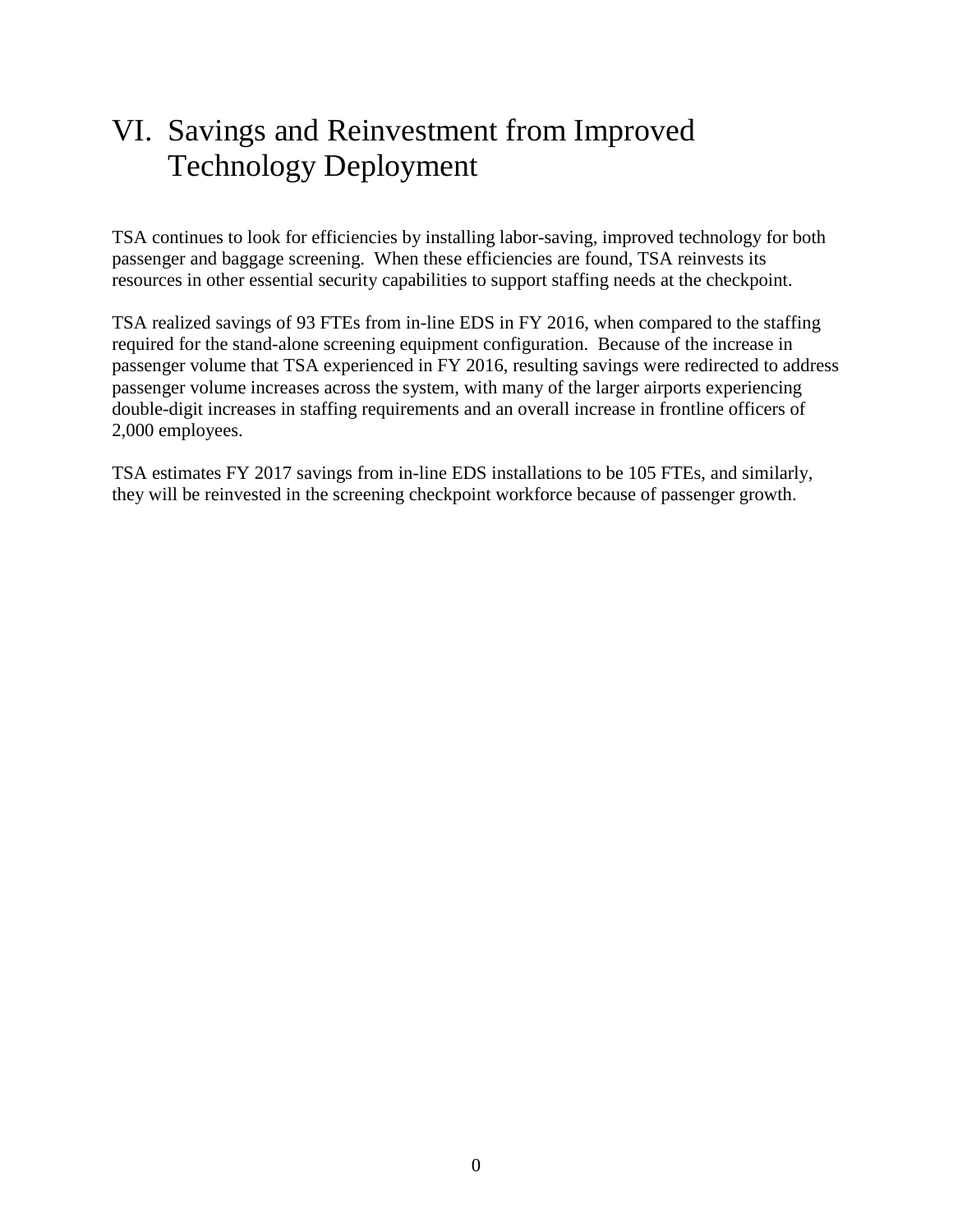# VI. Savings and Reinvestment from Improved Technology Deployment

TSA continues to look for efficiencies by installing labor-saving, improved technology for both passenger and baggage screening. When these efficiencies are found, TSA reinvests its resources in other essential security capabilities to support staffing needs at the checkpoint.

TSA realized savings of 93 FTEs from in-line EDS in FY 2016, when compared to the staffing required for the stand-alone screening equipment configuration. Because of the increase in passenger volume that TSA experienced in FY 2016, resulting savings were redirected to address passenger volume increases across the system, with many of the larger airports experiencing double-digit increases in staffing requirements and an overall increase in frontline officers of 2,000 employees.

TSA estimates FY 2017 savings from in-line EDS installations to be 105 FTEs, and similarly, they will be reinvested in the screening checkpoint workforce because of passenger growth.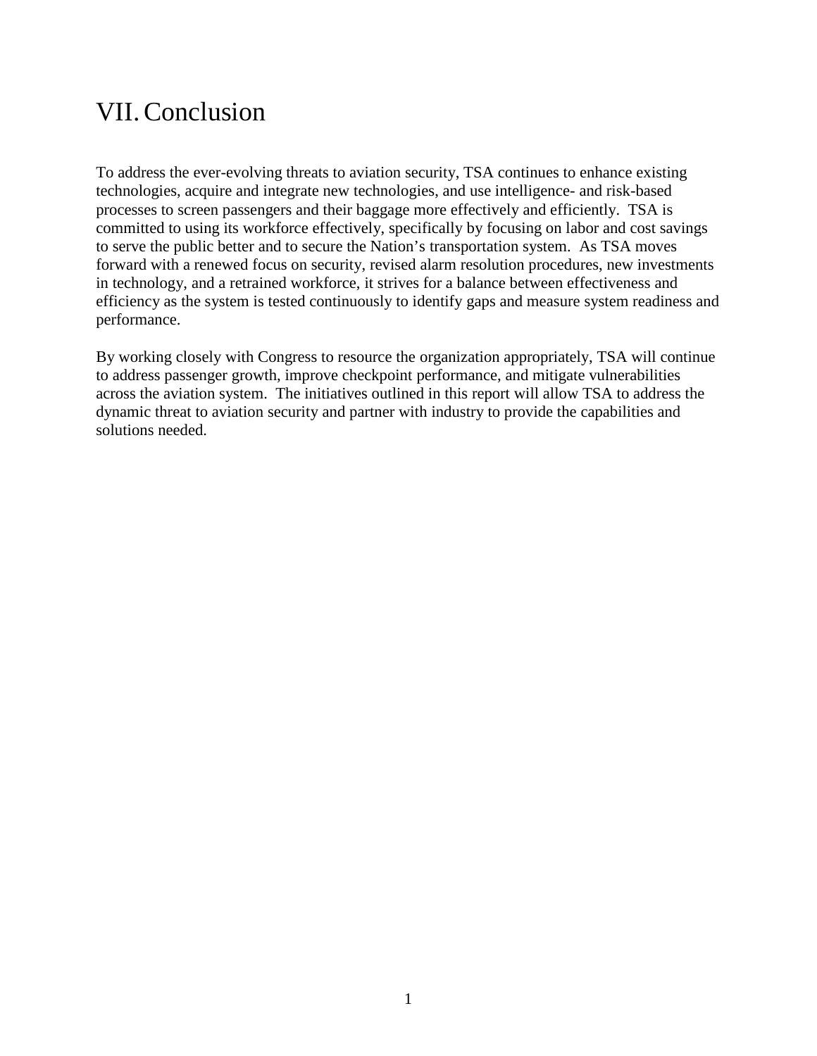# VII. Conclusion

To address the ever-evolving threats to aviation security, TSA continues to enhance existing technologies, acquire and integrate new technologies, and use intelligence- and risk-based processes to screen passengers and their baggage more effectively and efficiently. TSA is committed to using its workforce effectively, specifically by focusing on labor and cost savings to serve the public better and to secure the Nation's transportation system. As TSA moves forward with a renewed focus on security, revised alarm resolution procedures, new investments in technology, and a retrained workforce, it strives for a balance between effectiveness and efficiency as the system is tested continuously to identify gaps and measure system readiness and performance.

By working closely with Congress to resource the organization appropriately, TSA will continue to address passenger growth, improve checkpoint performance, and mitigate vulnerabilities across the aviation system. The initiatives outlined in this report will allow TSA to address the dynamic threat to aviation security and partner with industry to provide the capabilities and solutions needed.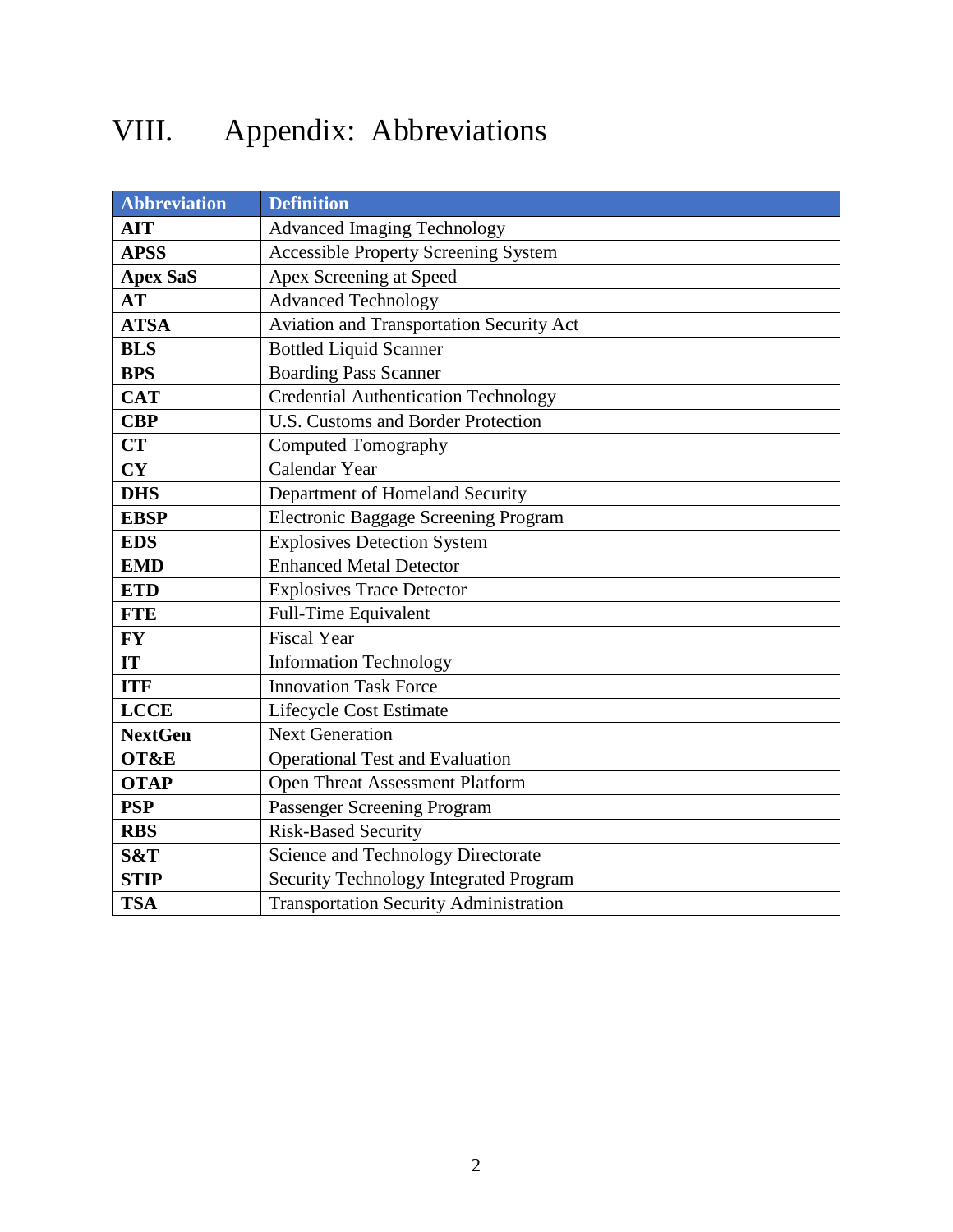# VIII. Appendix: Abbreviations

| Abbreviation | Definition |
| --- | --- |
| **AIT** | Advanced Imaging Technology |
| **APSS** | Accessible Property Screening System |
| **Apex SaS** | Apex Screening at Speed |
| **AT** | Advanced Technology |
| **ATSA** | Aviation and Transportation Security Act |
| **BLS** | Bottled Liquid Scanner |
| **BPS** | Boarding Pass Scanner |
| **CAT** | Credential Authentication Technology |
| **CBP** | U.S. Customs and Border Protection |
| **CT** | Computed Tomography |
| **CY** | Calendar Year |
| **DHS** | Department of Homeland Security |
| **EBSP** | Electronic Baggage Screening Program |
| **EDS** | Explosives Detection System |
| **EMD** | Enhanced Metal Detector |
| **ETD** | Explosives Trace Detector |
| **FTE** | Full-Time Equivalent |
| **FY** | Fiscal Year |
| **IT** | Information Technology |
| **ITF** | Innovation Task Force |
| **LCCE** | Lifecycle Cost Estimate |
| **NextGen** | Next Generation |
| **OT&E** | Operational Test and Evaluation |
| **OTAP** | Open Threat Assessment Platform |
| **PSP** | Passenger Screening Program |
| **RBS** | Risk-Based Security |
| **S&T** | Science and Technology Directorate |
| **STIP** | Security Technology Integrated Program |
| **TSA** | Transportation Security Administration |